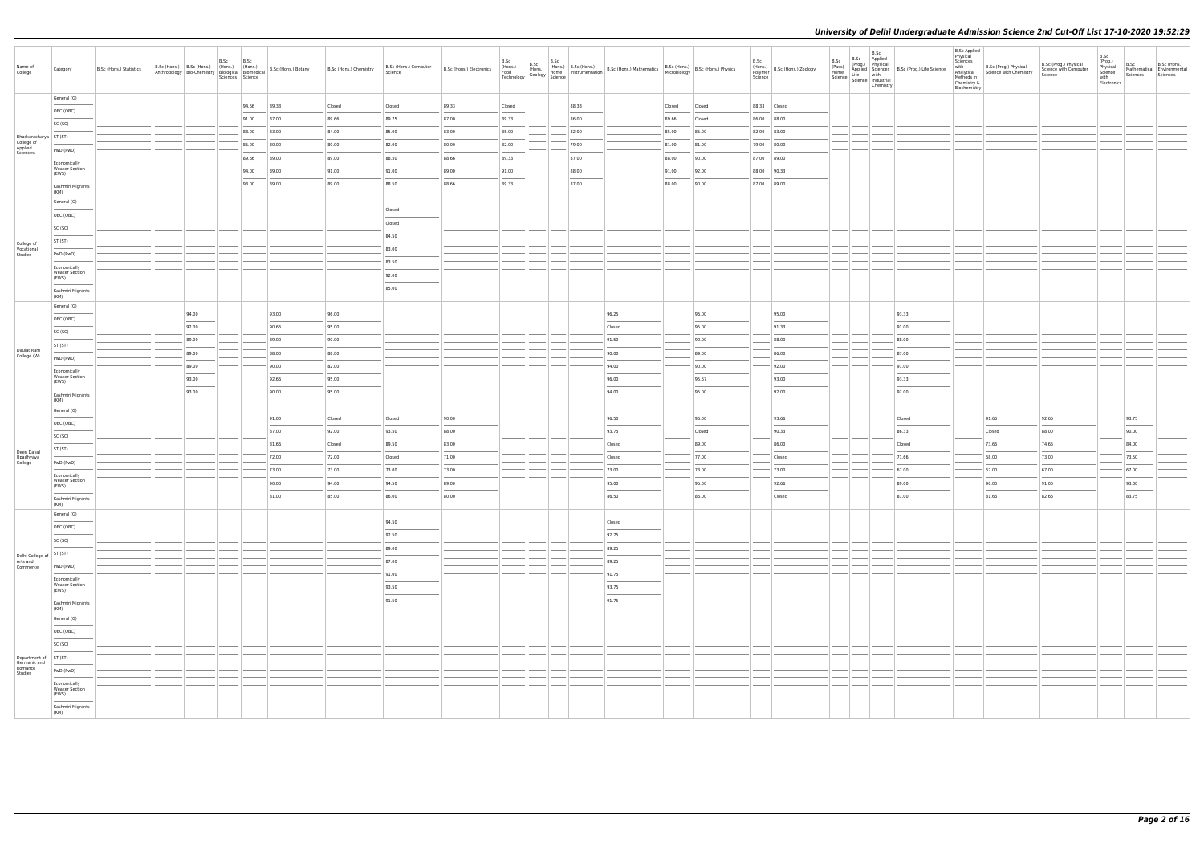| Name of College | Category | B.Sc (Hons.) Statistics | B.Sc (Hons.) Anthropology | B.Sc (Hons.) Bio-Chemistry | B.Sc (Hons.) Biological Sciences | B.Sc (Hons.) Biomedical Science | B.Sc (Hons.) Botany | B.Sc (Hons.) Chemistry | B.Sc (Hons.) Computer Science | B.Sc (Hons.) Electronics | B.Sc (Hons.) Food Technology | B.Sc (Hons.) Geology | B.Sc (Hons.) Home Science | B.Sc (Hons.) Instrumentation | B.Sc (Hons.) Mathematics | B.Sc (Hons.) Microbiology | B.Sc (Hons.) Physics | B.Sc (Hons.) Polymer Science | B.Sc (Hons.) Zoology | B.Sc (Pass) Home Science | B.Sc (Prog.) Applied Life Science | B.Sc Applied Physical Sciences with Industrial Chemistry | B.Sc (Prog.) Life Science | B.Sc Applied Physical Sciences with Analytical Methods in Chemistry & Biochemistry | B.Sc (Prog.) Physical Science with Chemistry | B.Sc (Prog.) Physical Science with Computer Science | B.Sc (Prog.) Physical Science with Electronics | B.Sc Mathematical Sciences | B.Sc (Hons.) Environmental Sciences |
|---|---|---|---|---|---|---|---|---|---|---|---|---|---|---|---|---|---|---|---|---|---|---|---|---|---|---|---|---|---|
| Bhaskaracharya College of Applied Sciences | General (G) | | | | | 94.66 | 89.33 | Closed | Closed | 89.33 | Closed | | | 88.33 | | Closed | Closed | 88.33 | Closed | | | | | | | | | | |
| | OBC (OBC) | | | | | 91.00 | 87.00 | 89.66 | 89.75 | 87.00 | 89.33 | | | 86.00 | | 89.66 | Closed | 86.00 | 88.00 | | | | | | | | | | |
| | SC (SC) | | | | | 88.00 | 83.00 | 84.00 | 85.00 | 83.00 | 85.00 | | | 82.00 | | 85.00 | 85.00 | 82.00 | 83.00 | | | | | | | | | | |
| | ST (ST) | | | | | 85.00 | 80.00 | 80.00 | 82.00 | 80.00 | 82.00 | | | 79.00 | | 81.00 | 81.00 | 79.00 | 80.00 | | | | | | | | | | |
| | PwD (PwD) | | | | | 89.66 | 89.00 | 89.00 | 88.50 | 88.66 | 89.33 | | | 87.00 | | 88.00 | 90.00 | 87.00 | 89.00 | | | | | | | | | | |
| | Economically Weaker Section (EWS) | | | | | 94.00 | 89.00 | 91.00 | 91.00 | 89.00 | 91.00 | | | 88.00 | | 91.00 | 92.00 | 88.00 | 90.33 | | | | | | | | | | |
| | Kashmiri Migrants (KM) | | | | | 93.00 | 89.00 | 89.00 | 88.50 | 88.66 | 89.33 | | | 87.00 | | 88.00 | 90.00 | 87.00 | 89.00 | | | | | | | | | | |
| College of Vocational Studies | General (G) | | | | | | | | Closed | | | | | | | | | | | | | | | | | | | | |
| | OBC (OBC) | | | | | | | | Closed | | | | | | | | | | | | | | | | | | | | |
| | SC (SC) | | | | | | | | 84.50 | | | | | | | | | | | | | | | | | | | | |
| | ST (ST) | | | | | | | | 83.00 | | | | | | | | | | | | | | | | | | | | |
| | PwD (PwD) | | | | | | | | 83.50 | | | | | | | | | | | | | | | | | | | | |
| | Economically Weaker Section (EWS) | | | | | | | | 92.00 | | | | | | | | | | | | | | | | | | | | |
| | Kashmiri Migrants (KM) | | | | | | | | 85.00 | | | | | | | | | | | | | | | | | | | | |
| Daulat Ram College (W) | General (G) | | | 94.00 | | | 93.00 | 96.00 | | | | | | | 96.25 | | 96.00 | | 95.00 | | | | 93.33 | | | | | | |
| | OBC (OBC) | | | 92.00 | | | 90.66 | 95.00 | | | | | | | Closed | | 95.00 | | 91.33 | | | | 91.00 | | | | | | |
| | SC (SC) | | | 89.00 | | | 89.00 | 90.00 | | | | | | | 91.50 | | 90.00 | | 88.00 | | | | 88.00 | | | | | | |
| | ST (ST) | | | 89.00 | | | 88.00 | 88.00 | | | | | | | 90.00 | | 89.00 | | 86.00 | | | | 87.00 | | | | | | |
| | PwD (PwD) | | | 89.00 | | | 90.00 | 82.00 | | | | | | | 94.00 | | 90.00 | | 92.00 | | | | 91.00 | | | | | | |
| | Economically Weaker Section (EWS) | | | 93.00 | | | 92.66 | 95.00 | | | | | | | 96.00 | | 95.67 | | 93.00 | | | | 93.33 | | | | | | |
| | Kashmiri Migrants (KM) | | | 93.00 | | | 90.00 | 95.00 | | | | | | | 94.00 | | 95.00 | | 92.00 | | | | 92.00 | | | | | | |
| Deen Dayal Upadhyaya College | General (G) | | | | | | 91.00 | Closed | Closed | 90.00 | | | | | 96.50 | | 96.00 | | 93.66 | | | | Closed | | 91.66 | 92.66 | | 93.75 | |
| | OBC (OBC) | | | | | | 87.00 | 92.00 | 93.50 | 88.00 | | | | | 93.75 | | Closed | | 90.33 | | | | 86.33 | | Closed | 88.00 | | 90.00 | |
| | SC (SC) | | | | | | 81.66 | Closed | 89.50 | 83.00 | | | | | Closed | | 89.00 | | 86.00 | | | | Closed | | 73.66 | 74.66 | | 84.00 | |
| | ST (ST) | | | | | | 72.00 | 72.00 | Closed | 71.00 | | | | | Closed | | 77.00 | | Closed | | | | 71.66 | | 68.00 | 73.00 | | 73.50 | |
| | PwD (PwD) | | | | | | 73.00 | 73.00 | 73.00 | 73.00 | | | | | 73.00 | | 73.00 | | 73.00 | | | | 67.00 | | 67.00 | 67.00 | | 67.00 | |
| | Economically Weaker Section (EWS) | | | | | | 90.00 | 94.00 | 94.50 | 89.00 | | | | | 95.00 | | 95.00 | | 92.66 | | | | 89.00 | | 90.00 | 91.00 | | 93.00 | |
| | Kashmiri Migrants (KM) | | | | | | 81.00 | 85.00 | 86.00 | 80.00 | | | | | 86.50 | | 86.00 | | Closed | | | | 81.00 | | 81.66 | 82.66 | | 83.75 | |
| Delhi College of Arts and Commerce | General (G) | | | | | | | | 94.50 | | | | | | Closed | | | | | | | | | | | | | | |
| | OBC (OBC) | | | | | | | | 92.50 | | | | | | 92.75 | | | | | | | | | | | | | | |
| | SC (SC) | | | | | | | | 89.00 | | | | | | 89.25 | | | | | | | | | | | | | | |
| | ST (ST) | | | | | | | | 87.00 | | | | | | 89.25 | | | | | | | | | | | | | | |
| | PwD (PwD) | | | | | | | | 91.00 | | | | | | 91.75 | | | | | | | | | | | | | | |
| | Economically Weaker Section (EWS) | | | | | | | | 93.50 | | | | | | 93.75 | | | | | | | | | | | | | | |
| | Kashmiri Migrants (KM) | | | | | | | | 91.50 | | | | | | 91.75 | | | | | | | | | | | | | | |
| Department of Germanic and Romance Studies | General (G) | | | | | | | | | | | | | | | | | | | | | | | | | | | | |
| | OBC (OBC) | | | | | | | | | | | | | | | | | | | | | | | | | | | | |
| | SC (SC) | | | | | | | | | | | | | | | | | | | | | | | | | | | | |
| | ST (ST) | | | | | | | | | | | | | | | | | | | | | | | | | | | | |
| | PwD (PwD) | | | | | | | | | | | | | | | | | | | | | | | | | | | | |
| | Economically Weaker Section (EWS) | | | | | | | | | | | | | | | | | | | | | | | | | | | | |
| | Kashmiri Migrants (KM) | | | | | | | | | | | | | | | | | | | | | | | | | | | | |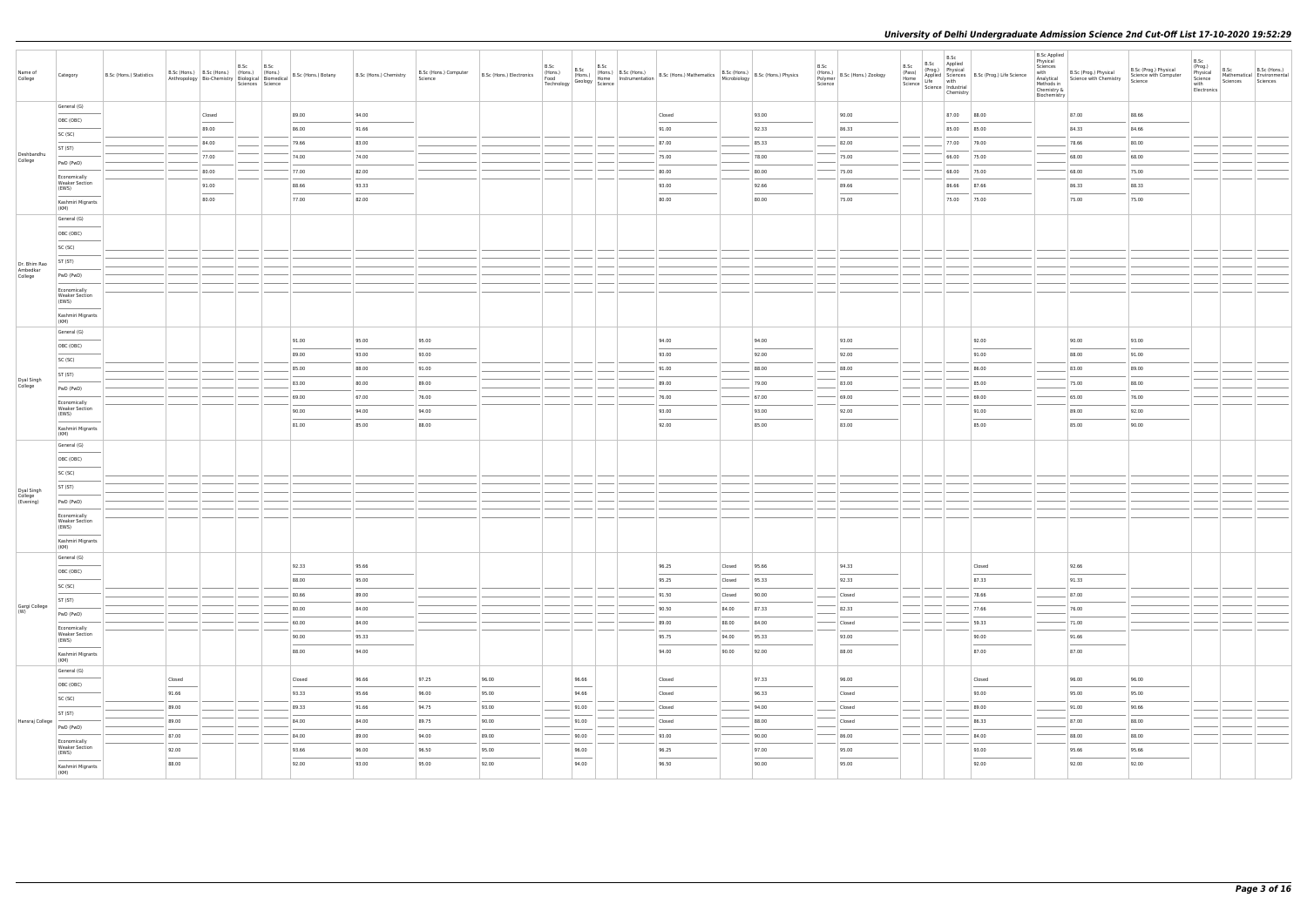| Name of College | Category | B.Sc (Hons.) Statistics | B.Sc (Hons.) Anthropology | B.Sc (Hons.) Bio-Chemistry | B.Sc (Hons.) Biological Sciences | B.Sc (Hons.) Biomedical Science | B.Sc (Hons.) Botany | B.Sc (Hons.) Chemistry | B.Sc (Hons.) Computer Science | B.Sc (Hons.) Electronics | B.Sc (Hons.) Food Technology | B.Sc (Hons.) Geology | B.Sc (Hons.) Home Science | B.Sc (Hons.) Instrumentation | B.Sc (Hons.) Mathematics | B.Sc (Hons.) Microbiology | B.Sc (Hons.) Physics | B.Sc (Hons.) Polymer Science | B.Sc (Hons.) Zoology | B.Sc (Pass) Home Science | B.Sc (Prog.) Applied Life Science | B.Sc Applied Physical Sciences with Industrial Chemistry | B.Sc (Prog.) Life Science | B.Sc Applied Physical Sciences with Analytical Methods in Chemistry & Biochemistry | B.Sc (Prog.) Physical Science with Chemistry | B.Sc (Prog.) Physical Science with Computer Science | B.Sc (Prog.) Physical Science with Electronics | B.Sc Mathematical Sciences | B.Sc (Hons.) Environmental Sciences |
|---|---|---|---|---|---|---|---|---|---|---|---|---|---|---|---|---|---|---|---|---|---|---|---|---|---|---|---|---|---|
| Deshbandhu College | General (G) | | | Closed | | | 89.00 | 94.00 | | | | | | | Closed | | 93.00 | | 90.00 | | | 87.00 | 88.00 | | 87.00 | 88.66 | | | |
| | OBC (OBC) | | | 89.00 | | | 86.00 | 91.66 | | | | | | | 91.00 | | 92.33 | | 86.33 | | | 85.00 | 85.00 | | 84.33 | 84.66 | | | |
| | SC (SC) | | | 84.00 | | | 79.66 | 83.00 | | | | | | | 87.00 | | 85.33 | | 82.00 | | | 77.00 | 79.00 | | 78.66 | 80.00 | | | |
| | ST (ST) | | | 77.00 | | | 74.00 | 74.00 | | | | | | | 75.00 | | 78.00 | | 75.00 | | | 66.00 | 75.00 | | 68.00 | 68.00 | | | |
| | PwD (PwD) | | | 80.00 | | | 77.00 | 82.00 | | | | | | | 80.00 | | 80.00 | | 75.00 | | | 68.00 | 75.00 | | 68.00 | 75.00 | | | |
| | Economically Weaker Section (EWS) | | | 91.00 | | | 88.66 | 93.33 | | | | | | | 93.00 | | 92.66 | | 89.66 | | | 86.66 | 87.66 | | 86.33 | 88.33 | | | |
| | Kashmiri Migrants (KM) | | | 80.00 | | | 77.00 | 82.00 | | | | | | | 80.00 | | 80.00 | | 75.00 | | | 75.00 | 75.00 | | 75.00 | 75.00 | | | |
| Dr. Bhim Rao Ambedkar College | General (G) | | | | | | | | | | | | | | | | | | | | | | | | | | | | |
| | OBC (OBC) | | | | | | | | | | | | | | | | | | | | | | | | | | | | |
| | SC (SC) | | | | | | | | | | | | | | | | | | | | | | | | | | | | |
| | ST (ST) | | | | | | | | | | | | | | | | | | | | | | | | | | | | |
| | PwD (PwD) | | | | | | | | | | | | | | | | | | | | | | | | | | | | |
| | Economically Weaker Section (EWS) | | | | | | | | | | | | | | | | | | | | | | | | | | | | |
| | Kashmiri Migrants (KM) | | | | | | | | | | | | | | | | | | | | | | | | | | | | |
| Dyal Singh College | General (G) | | | | | | 91.00 | 95.00 | 95.00 | | | | | | 94.00 | | 94.00 | | 93.00 | | | | 92.00 | | 90.00 | 93.00 | | | |
| | OBC (OBC) | | | | | | 89.00 | 93.00 | 93.00 | | | | | | 93.00 | | 92.00 | | 92.00 | | | | 91.00 | | 88.00 | 91.00 | | | |
| | SC (SC) | | | | | | 85.00 | 88.00 | 91.00 | | | | | | 91.00 | | 88.00 | | 88.00 | | | | 86.00 | | 83.00 | 89.00 | | | |
| | ST (ST) | | | | | | 83.00 | 80.00 | 89.00 | | | | | | 89.00 | | 79.00 | | 83.00 | | | | 85.00 | | 75.00 | 88.00 | | | |
| | PwD (PwD) | | | | | | 69.00 | 67.00 | 76.00 | | | | | | 76.00 | | 67.00 | | 69.00 | | | | 89.00 | | 65.00 | 76.00 | | | |
| | Economically Weaker Section (EWS) | | | | | | 90.00 | 94.00 | 94.00 | | | | | | 93.00 | | 93.00 | | 92.00 | | | | 91.00 | | 89.00 | 92.00 | | | |
| | Kashmiri Migrants (KM) | | | | | | 81.00 | 85.00 | 88.00 | | | | | | 92.00 | | 85.00 | | 83.00 | | | | 85.00 | | 85.00 | 90.00 | | | |
| Dyal Singh College (Evening) | General (G) | | | | | | | | | | | | | | | | | | | | | | | | | | | | |
| | OBC (OBC) | | | | | | | | | | | | | | | | | | | | | | | | | | | | |
| | SC (SC) | | | | | | | | | | | | | | | | | | | | | | | | | | | | |
| | ST (ST) | | | | | | | | | | | | | | | | | | | | | | | | | | | | |
| | PwD (PwD) | | | | | | | | | | | | | | | | | | | | | | | | | | | | |
| | Economically Weaker Section (EWS) | | | | | | | | | | | | | | | | | | | | | | | | | | | | |
| | Kashmiri Migrants (KM) | | | | | | | | | | | | | | | | | | | | | | | | | | | | |
| Gargi College (W) | General (G) | | | | | | 92.33 | 95.66 | | | | | | | 96.25 | Closed | 95.66 | | 94.33 | | | | Closed | | 92.66 | | | | |
| | OBC (OBC) | | | | | | 88.00 | 95.00 | | | | | | | 95.25 | Closed | 95.33 | | 92.33 | | | | 87.33 | | 91.33 | | | | |
| | SC (SC) | | | | | | 80.66 | 89.00 | | | | | | | 91.50 | Closed | 90.00 | | Closed | | | | 78.66 | | 87.00 | | | | |
| | ST (ST) | | | | | | 80.00 | 84.00 | | | | | | | 90.50 | 84.00 | 87.33 | | 82.33 | | | | 77.66 | | 76.00 | | | | |
| | PwD (PwD) | | | | | | 60.00 | 84.00 | | | | | | | 89.00 | 88.00 | 84.00 | | Closed | | | | 59.33 | | 71.00 | | | | |
| | Economically Weaker Section (EWS) | | | | | | 90.00 | 95.33 | | | | | | | 95.75 | 94.00 | 95.33 | | 93.00 | | | | 90.00 | | 91.66 | | | | |
| | Kashmiri Migrants (KM) | | | | | | 88.00 | 94.00 | | | | | | | 94.00 | 90.00 | 92.00 | | 88.00 | | | | 87.00 | | 87.00 | | | | |
| Hansraj College | General (G) | | Closed | | | | Closed | 96.66 | 97.25 | 96.00 | | 96.66 | | | Closed | | 97.33 | | 96.00 | | | | Closed | | 96.00 | 96.00 | | | |
| | OBC (OBC) | | 91.66 | | | | 93.33 | 95.66 | 96.00 | 95.00 | | 94.66 | | | Closed | | 96.33 | | Closed | | | | 93.00 | | 95.00 | 95.00 | | | |
| | SC (SC) | | 89.00 | | | | 89.33 | 91.66 | 94.75 | 93.00 | | 91.00 | | | Closed | | 94.00 | | Closed | | | | 89.00 | | 91.00 | 90.66 | | | |
| | ST (ST) | | 89.00 | | | | 84.00 | 84.00 | 89.75 | 90.00 | | 91.00 | | | Closed | | 88.00 | | Closed | | | | 86.33 | | 87.00 | 88.00 | | | |
| | PwD (PwD) | | 87.00 | | | | 84.00 | 89.00 | 94.00 | 89.00 | | 90.00 | | | 93.00 | | 90.00 | | 86.00 | | | | 84.00 | | 88.00 | 88.00 | | | |
| | Economically Weaker Section (EWS) | | 92.00 | | | | 93.66 | 96.00 | 96.50 | 95.00 | | 96.00 | | | 96.25 | | 97.00 | | 95.00 | | | | 93.00 | | 95.66 | 95.66 | | | |
| | Kashmiri Migrants (KM) | | 88.00 | | | | 92.00 | 93.00 | 95.00 | 92.00 | | 94.00 | | | 96.50 | | 90.00 | | 95.00 | | | | 92.00 | | 92.00 | 92.00 | | | |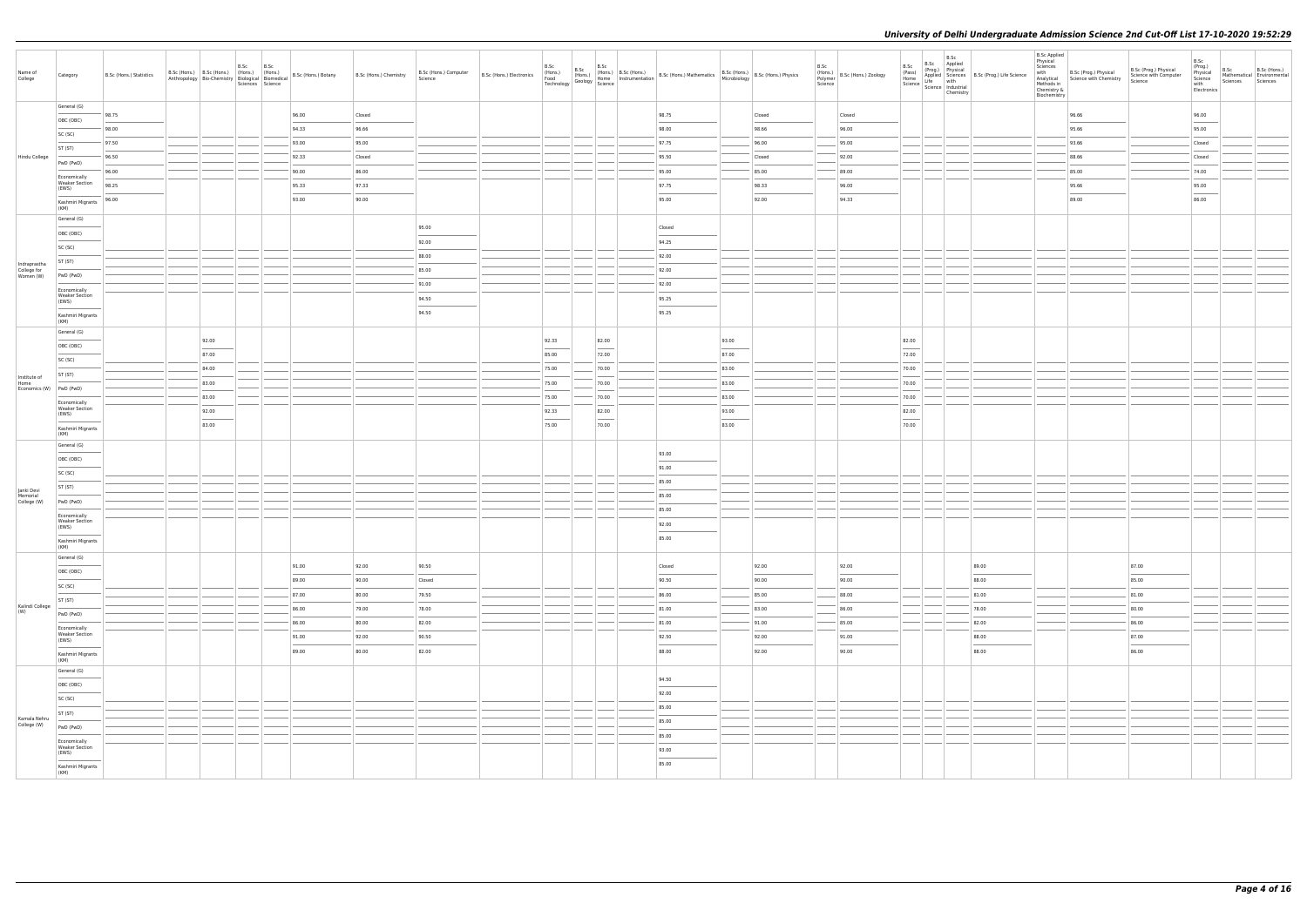| Name of College | Category | B.Sc (Hons.) Statistics | B.Sc (Hons.) Anthropology | B.Sc (Hons.) Bio-Chemistry | B.Sc (Hons.) Biological Sciences | B.Sc (Hons.) Biomedical Science | B.Sc (Hons.) Botany | B.Sc (Hons.) Chemistry | B.Sc (Hons.) Computer Science | B.Sc (Hons.) Electronics | B.Sc (Hons.) Food Technology | B.Sc (Hons.) Geology | B.Sc (Hons.) Home Science | B.Sc (Hons.) Instrumentation | B.Sc (Hons.) Mathematics | B.Sc (Hons.) Microbiology | B.Sc (Hons.) Physics | B.Sc (Hons.) Polymer Science | B.Sc (Hons.) Zoology | B.Sc (Pass) Home Science | B.Sc (Prog.) Applied Life Science | B.Sc Applied Physical Sciences with Industrial Chemistry | B.Sc (Prog.) Life Science | B.Sc Applied Physical Sciences with Analytical Methods in Chemistry & Biochemistry | B.Sc (Prog.) Physical Science with Chemistry | B.Sc (Prog.) Physical Science with Computer Science | B.Sc (Prog.) Physical Science with Electronics | B.Sc Mathematical Sciences | B.Sc (Hons.) Environmental Sciences |
|---|---|---|---|---|---|---|---|---|---|---|---|---|---|---|---|---|---|---|---|---|---|---|---|---|---|---|---|---|---|
| Hindu College | General (G) | 98.75 | | | | | 96.00 | Closed | | | | | | | 98.75 | | Closed | | Closed | | | | | | 96.66 | | 96.00 | | |
| | OBC (OBC) | 98.00 | | | | | 94.33 | 96.66 | | | | | | | 98.00 | | 98.66 | | 96.00 | | | | | | 95.66 | | 95.00 | | |
| | SC (SC) | 97.50 | | | | | 93.00 | 95.00 | | | | | | | 97.75 | | 96.00 | | 95.00 | | | | | | 93.66 | | Closed | | |
| | ST (ST) | 96.50 | | | | | 92.33 | Closed | | | | | | | 95.50 | | Closed | | 92.00 | | | | | | 88.66 | | Closed | | |
| | PwD (PwD) | 96.00 | | | | | 90.00 | 86.00 | | | | | | | 95.00 | | 85.00 | | 89.00 | | | | | | 85.00 | | 74.00 | | |
| | Economically Weaker Section (EWS) | 98.25 | | | | | 95.33 | 97.33 | | | | | | | 97.75 | | 98.33 | | 96.00 | | | | | | 95.66 | | 95.00 | | |
| | Kashmiri Migrants (KM) | 96.00 | | | | | 93.00 | 90.00 | | | | | | | 95.00 | | 92.00 | | 94.33 | | | | | | 89.00 | | 86.00 | | |
| Indraprastha College for Women (W) | General (G) | | | | | | | | 95.00 | | | | | | Closed | | | | | | | | | | | | | | |
| | OBC (OBC) | | | | | | | | 92.00 | | | | | | 94.25 | | | | | | | | | | | | | | |
| | SC (SC) | | | | | | | | 88.00 | | | | | | 92.00 | | | | | | | | | | | | | | |
| | ST (ST) | | | | | | | | 85.00 | | | | | | 92.00 | | | | | | | | | | | | | | |
| | PwD (PwD) | | | | | | | | 91.00 | | | | | | 92.00 | | | | | | | | | | | | | | |
| | Economically Weaker Section (EWS) | | | | | | | | 94.50 | | | | | | 95.25 | | | | | | | | | | | | | | |
| | Kashmiri Migrants (KM) | | | | | | | | 94.50 | | | | | | 95.25 | | | | | | | | | | | | | | |
| Institute of Home Economics (W) | General (G) | | | 92.00 | | | | | | | 92.33 | | 82.00 | | | 93.00 | | | | 82.00 | | | | | | | | | |
| | OBC (OBC) | | | 87.00 | | | | | | | 85.00 | | 72.00 | | | 87.00 | | | | 72.00 | | | | | | | | | |
| | SC (SC) | | | 84.00 | | | | | | | 75.00 | | 70.00 | | | 83.00 | | | | 70.00 | | | | | | | | | |
| | ST (ST) | | | 83.00 | | | | | | | 75.00 | | 70.00 | | | 83.00 | | | | 70.00 | | | | | | | | | |
| | PwD (PwD) | | | 83.00 | | | | | | | 75.00 | | 70.00 | | | 83.00 | | | | 70.00 | | | | | | | | | |
| | Economically Weaker Section (EWS) | | | 92.00 | | | | | | | 92.33 | | 82.00 | | | 93.00 | | | | 82.00 | | | | | | | | | |
| | Kashmiri Migrants (KM) | | | 83.00 | | | | | | | 75.00 | | 70.00 | | | 83.00 | | | | 70.00 | | | | | | | | | |
| Janki Devi Memorial College (W) | General (G) | | | | | | | | | | | | | | 93.00 | | | | | | | | | | | | | | |
| | OBC (OBC) | | | | | | | | | | | | | | 91.00 | | | | | | | | | | | | | | |
| | SC (SC) | | | | | | | | | | | | | | 85.00 | | | | | | | | | | | | | | |
| | ST (ST) | | | | | | | | | | | | | | 85.00 | | | | | | | | | | | | | | |
| | PwD (PwD) | | | | | | | | | | | | | | 85.00 | | | | | | | | | | | | | | |
| | Economically Weaker Section (EWS) | | | | | | | | | | | | | | 92.00 | | | | | | | | | | | | | | |
| | Kashmiri Migrants (KM) | | | | | | | | | | | | | | 85.00 | | | | | | | | | | | | | | |
| Kalindi College (W) | General (G) | | | | | | 91.00 | 92.00 | 90.50 | | | | | | Closed | | 92.00 | | 92.00 | | | | 89.00 | | | 87.00 | | | |
| | OBC (OBC) | | | | | | 89.00 | 90.00 | Closed | | | | | | 90.50 | | 90.00 | | 90.00 | | | | 88.00 | | | 85.00 | | | |
| | SC (SC) | | | | | | 87.00 | 80.00 | 79.50 | | | | | | 86.00 | | 85.00 | | 88.00 | | | | 81.00 | | | 81.00 | | | |
| | ST (ST) | | | | | | 86.00 | 79.00 | 78.00 | | | | | | 81.00 | | 83.00 | | 86.00 | | | | 78.00 | | | 80.00 | | | |
| | PwD (PwD) | | | | | | 86.00 | 80.00 | 82.00 | | | | | | 81.00 | | 91.00 | | 85.00 | | | | 82.00 | | | 86.00 | | | |
| | Economically Weaker Section (EWS) | | | | | | 91.00 | 92.00 | 90.50 | | | | | | 92.50 | | 92.00 | | 91.00 | | | | 88.00 | | | 87.00 | | | |
| | Kashmiri Migrants (KM) | | | | | | 89.00 | 80.00 | 82.00 | | | | | | 88.00 | | 92.00 | | 90.00 | | | | 88.00 | | | 86.00 | | | |
| Kamala Nehru College (W) | General (G) | | | | | | | | | | | | | | 94.50 | | | | | | | | | | | | | | |
| | OBC (OBC) | | | | | | | | | | | | | | 92.00 | | | | | | | | | | | | | | |
| | SC (SC) | | | | | | | | | | | | | | 85.00 | | | | | | | | | | | | | | |
| | ST (ST) | | | | | | | | | | | | | | 85.00 | | | | | | | | | | | | | | |
| | PwD (PwD) | | | | | | | | | | | | | | 85.00 | | | | | | | | | | | | | | |
| | Economically Weaker Section (EWS) | | | | | | | | | | | | | | 93.00 | | | | | | | | | | | | | | |
| | Kashmiri Migrants (KM) | | | | | | | | | | | | | | 85.00 | | | | | | | | | | | | | | |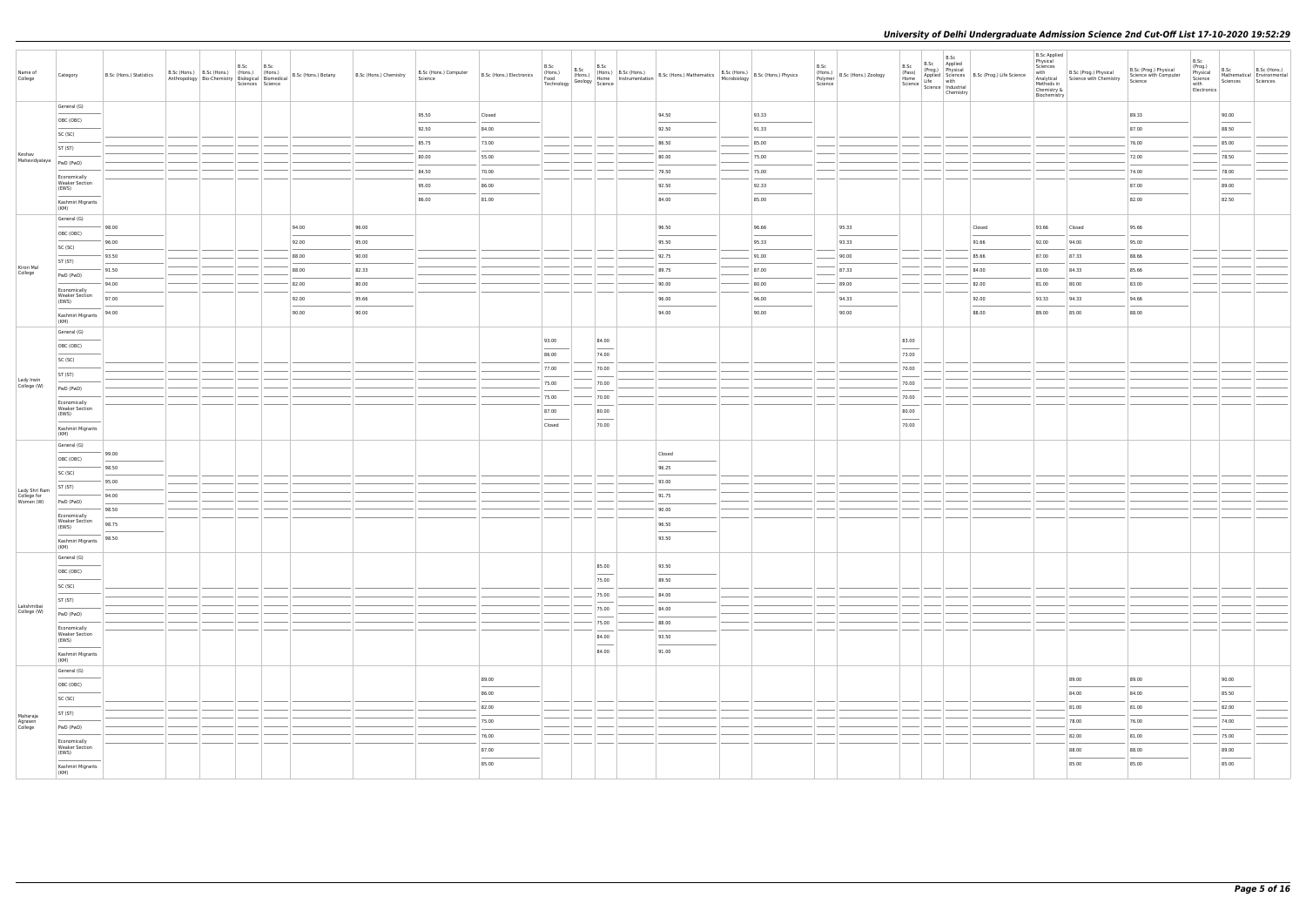| Name of College | Category | B.Sc (Hons.) Statistics | B.Sc (Hons.) Anthropology | B.Sc (Hons.) Bio-Chemistry | B.Sc (Hons.) Biological Sciences | B.Sc (Hons.) Biomedical Science | B.Sc (Hons.) Botany | B.Sc (Hons.) Chemistry | B.Sc (Hons.) Computer Science | B.Sc (Hons.) Electronics | B.Sc (Hons.) Food Technology | B.Sc (Hons.) Geology | B.Sc (Hons.) Home Science | B.Sc (Hons.) Instrumentation | B.Sc (Hons.) Mathematics | B.Sc (Hons.) Microbiology | B.Sc (Hons.) Physics | B.Sc (Hons.) Polymer Science | B.Sc (Hons.) Zoology | B.Sc (Pass) Home Science | B.Sc (Prog.) Applied Life Science | B.Sc Applied Physical Sciences with Industrial Chemistry | B.Sc (Prog.) Life Science | B.Sc Applied Physical Sciences with Analytical Methods in Chemistry & Biochemistry | B.Sc (Prog.) Physical Science with Chemistry | B.Sc (Prog.) Physical Science with Computer Science | B.Sc (Prog.) Physical Science with Electronics | B.Sc Mathematical Sciences | B.Sc (Hons.) Environmental Sciences |
|---|---|---|---|---|---|---|---|---|---|---|---|---|---|---|---|---|---|---|---|---|---|---|---|---|---|---|---|---|---|
| Keshav Mahavidyalaya | General (G) | | | | | | | | 95.50 | Closed | | | | | 94.50 | | 93.33 | | | | | | | | | 89.33 | | 90.00 | |
| | OBC (OBC) | | | | | | | | 92.50 | 84.00 | | | | | 92.50 | | 91.33 | | | | | | | | | 87.00 | | 88.50 | |
| | SC (SC) | | | | | | | | 85.75 | 73.00 | | | | | 86.50 | | 85.00 | | | | | | | | | 76.00 | | 85.00 | |
| | ST (ST) | | | | | | | | 80.00 | 55.00 | | | | | 80.00 | | 75.00 | | | | | | | | | 72.00 | | 78.50 | |
| | PwD (PwD) | | | | | | | | 84.50 | 70.00 | | | | | 79.50 | | 75.00 | | | | | | | | | 74.00 | | 78.00 | |
| | Economically Weaker Section (EWS) | | | | | | | | 95.00 | 86.00 | | | | | 92.50 | | 92.33 | | | | | | | | | 87.00 | | 89.00 | |
| | Kashmiri Migrants (KM) | | | | | | | | 86.00 | 81.00 | | | | | 84.00 | | 85.00 | | | | | | | | | 82.00 | | 82.50 | |
| Kirori Mal College | General (G) | 98.00 | | | | | 94.00 | 96.00 | | | | | | | 96.50 | | 96.66 | | 95.33 | | | | Closed | 93.66 | Closed | 95.66 | | | |
| | OBC (OBC) | 96.00 | | | | | 92.00 | 95.00 | | | | | | | 95.50 | | 95.33 | | 93.33 | | | | 91.66 | 92.00 | 94.00 | 95.00 | | | |
| | SC (SC) | 93.50 | | | | | 88.00 | 90.00 | | | | | | | 92.75 | | 91.00 | | 90.00 | | | | 85.66 | 87.00 | 87.33 | 88.66 | | | |
| | ST (ST) | 91.50 | | | | | 88.00 | 82.33 | | | | | | | 89.75 | | 87.00 | | 87.33 | | | | 84.00 | 83.00 | 84.33 | 85.66 | | | |
| | PwD (PwD) | 94.00 | | | | | 82.00 | 80.00 | | | | | | | 90.00 | | 80.00 | | 89.00 | | | | 82.00 | 81.00 | 80.00 | 83.00 | | | |
| | Economically Weaker Section (EWS) | 97.00 | | | | | 92.00 | 95.66 | | | | | | | 96.00 | | 96.00 | | 94.33 | | | | 92.00 | 93.33 | 94.33 | 94.66 | | | |
| | Kashmiri Migrants (KM) | 94.00 | | | | | 90.00 | 90.00 | | | | | | | 94.00 | | 90.00 | | 90.00 | | | | 88.00 | 89.00 | 85.00 | 88.00 | | | |
| Lady Irwin College (W) | General (G) | | | | | | | | | | 93.00 | | 84.00 | | | | | | | 83.00 | | | | | | | | | |
| | OBC (OBC) | | | | | | | | | | 86.00 | | 74.00 | | | | | | | 73.00 | | | | | | | | | |
| | SC (SC) | | | | | | | | | | 77.00 | | 70.00 | | | | | | | 70.00 | | | | | | | | | |
| | ST (ST) | | | | | | | | | | 75.00 | | 70.00 | | | | | | | 70.00 | | | | | | | | | |
| | PwD (PwD) | | | | | | | | | | 75.00 | | 70.00 | | | | | | | 70.00 | | | | | | | | | |
| | Economically Weaker Section (EWS) | | | | | | | | | | 87.00 | | 80.00 | | | | | | | 80.00 | | | | | | | | | |
| | Kashmiri Migrants (KM) | | | | | | | | | | Closed | | 70.00 | | | | | | | 70.00 | | | | | | | | | |
| Lady Shri Ram College for Women (W) | General (G) | 99.00 | | | | | | | | | | | | | Closed | | | | | | | | | | | | | | |
| | OBC (OBC) | 98.50 | | | | | | | | | | | | | 96.25 | | | | | | | | | | | | | | |
| | SC (SC) | 95.00 | | | | | | | | | | | | | 93.00 | | | | | | | | | | | | | | |
| | ST (ST) | 94.00 | | | | | | | | | | | | | 91.75 | | | | | | | | | | | | | | |
| | PwD (PwD) | 98.50 | | | | | | | | | | | | | 90.00 | | | | | | | | | | | | | | |
| | Economically Weaker Section (EWS) | 98.75 | | | | | | | | | | | | | 96.50 | | | | | | | | | | | | | | |
| | Kashmiri Migrants (KM) | 98.50 | | | | | | | | | | | | | 93.50 | | | | | | | | | | | | | | |
| Lakshmibai College (W) | General (G) | | | | | | | | | | | | 85.00 | | 93.50 | | | | | | | | | | | | | | |
| | OBC (OBC) | | | | | | | | | | | | 75.00 | | 89.50 | | | | | | | | | | | | | | |
| | SC (SC) | | | | | | | | | | | | 75.00 | | 84.00 | | | | | | | | | | | | | | |
| | ST (ST) | | | | | | | | | | | | 75.00 | | 84.00 | | | | | | | | | | | | | | |
| | PwD (PwD) | | | | | | | | | | | | 75.00 | | 88.00 | | | | | | | | | | | | | | |
| | Economically Weaker Section (EWS) | | | | | | | | | | | | 84.00 | | 93.50 | | | | | | | | | | | | | | |
| | Kashmiri Migrants (KM) | | | | | | | | | | | | 84.00 | | 91.00 | | | | | | | | | | | | | | |
| Maharaja Agrasen College | General (G) | | | | | | | | | 89.00 | | | | | | | | | | | | | | | 89.00 | 89.00 | | 90.00 | |
| | OBC (OBC) | | | | | | | | | 86.00 | | | | | | | | | | | | | | | 84.00 | 84.00 | | 85.50 | |
| | SC (SC) | | | | | | | | | 82.00 | | | | | | | | | | | | | | | 81.00 | 81.00 | | 82.00 | |
| | ST (ST) | | | | | | | | | 75.00 | | | | | | | | | | | | | | | 78.00 | 76.00 | | 74.00 | |
| | PwD (PwD) | | | | | | | | | 76.00 | | | | | | | | | | | | | | | 82.00 | 81.00 | | 75.00 | |
| | Economically Weaker Section (EWS) | | | | | | | | | 87.00 | | | | | | | | | | | | | | | 88.00 | 88.00 | | 89.00 | |
| | Kashmiri Migrants (KM) | | | | | | | | | 85.00 | | | | | | | | | | | | | | | 85.00 | 85.00 | | 85.00 | |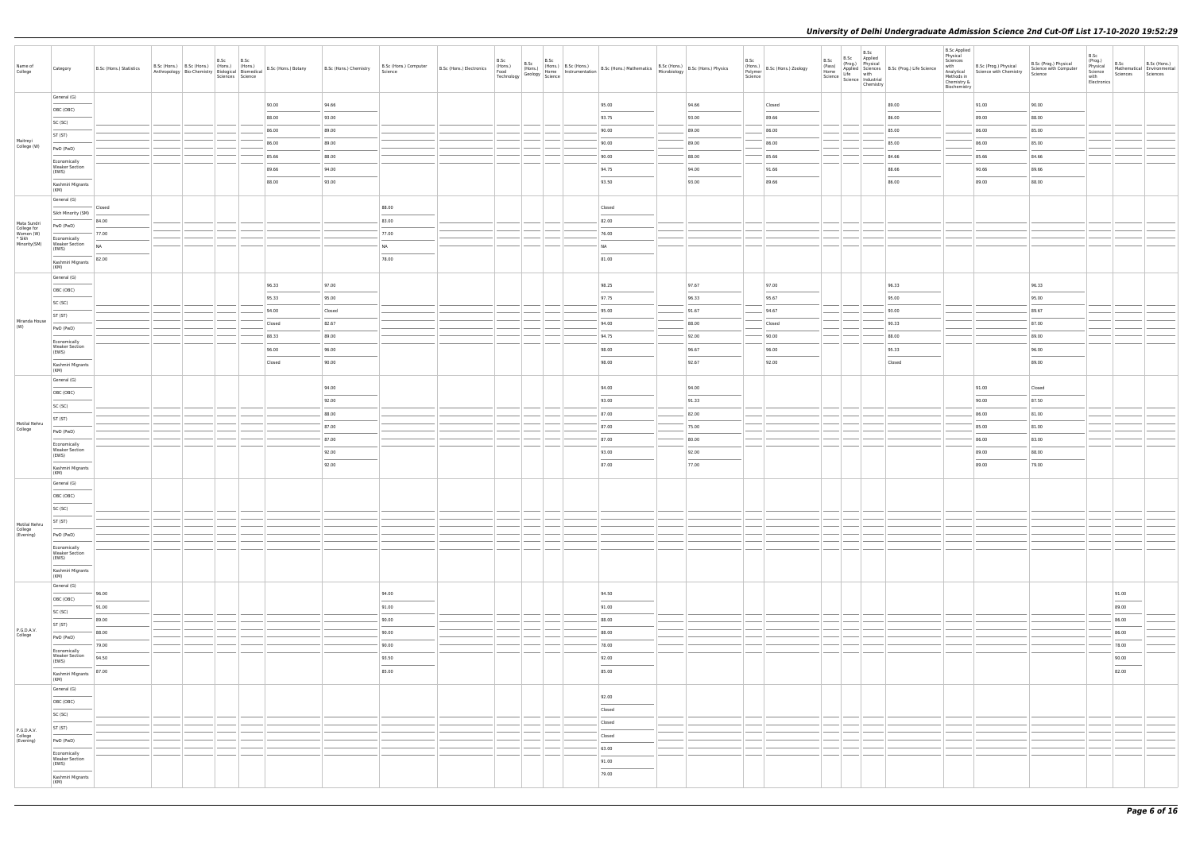# University of Delhi Undergraduate Admission Science 2nd Cut-Off List 17-10-2020 19:52:29

| Name of College | Category | B.Sc (Hons.) Statistics | B.Sc (Hons.) Anthropology | B.Sc (Hons.) Bio-Chemistry | B.Sc (Hons.) Biological Sciences | B.Sc (Hons.) Biomedical Science | B.Sc (Hons.) Botany | B.Sc (Hons.) Chemistry | B.Sc (Hons.) Computer Science | B.Sc (Hons.) Electronics | B.Sc (Hons.) Food Technology | B.Sc Geology | B.Sc (Hons.) Home Science | B.Sc (Hons.) Instrumentation | B.Sc (Hons.) Mathematics | B.Sc (Hons.) Microbiology | B.Sc (Hons.) Physics | B.Sc. (Hons.) Polymer Science | B.Sc (Hons.) Zoology | B.Sc (Pass) Home Science | B.Sc (Prog.) Applied Life Science | B.Sc Applied Physical Sciences with Industrial Chemistry | B.Sc (Prog.) Life Science | B.Sc Applied Physical Sciences with Analytical Methods in Chemistry & Biochemistry | B.Sc (Prog.) Physical Science with Chemistry | B.Sc (Prog.) Physical Science with Computer Science | B.Sc (Prog.) Physical Science with Electronics | B.Sc Mathematical Sciences | B.Sc (Hons.) Environmental Sciences |
|---|---|---|---|---|---|---|---|---|---|---|---|---|---|---|---|---|---|---|---|---|---|---|---|---|---|---|---|---|---|
| Maitreyi College (W) | General (G) | | | | | | 90.00 | 94.66 | | | | | | | 95.00 | | 94.66 | | Closed | | | | 89.00 | | 91.00 | 90.00 | | | |
| | OBC (OBC) | | | | | | 88.00 | 93.00 | | | | | | | 93.75 | | 93.00 | | 89.66 | | | | 86.00 | | 89.00 | 88.00 | | | |
| | SC (SC) | | | | | | 86.00 | 89.00 | | | | | | | 90.00 | | 89.00 | | 86.00 | | | | 85.00 | | 86.00 | 85.00 | | | |
| | ST (ST) | | | | | | 86.00 | 89.00 | | | | | | | 90.00 | | 89.00 | | 86.00 | | | | 85.00 | | 86.00 | 85.00 | | | |
| | PwD (PwD) | | | | | | 85.66 | 88.00 | | | | | | | 90.00 | | 88.00 | | 85.66 | | | | 84.66 | | 85.66 | 84.66 | | | |
| | Economically Weaker Section (EWS) | | | | | | 89.66 | 94.00 | | | | | | | 94.75 | | 94.00 | | 91.66 | | | | 88.66 | | 90.66 | 89.66 | | | |
| | Kashmiri Migrants (KM) | | | | | | 88.00 | 93.00 | | | | | | | 93.50 | | 93.00 | | 89.66 | | | | 86.00 | | 89.00 | 88.00 | | | |
| Mata Sundri College for Women (W) * Sikh Minority(SM) | General (G) | Closed | | | | | | | 88.00 | | | | | | Closed | | | | | | | | | | | | | | |
| | Sikh Minority (SM) | 84.00 | | | | | | | 83.00 | | | | | | 82.00 | | | | | | | | | | | | | | |
| | PwD (PwD) | 77.00 | | | | | | | 77.00 | | | | | | 76.00 | | | | | | | | | | | | | | |
| | Economically Weaker Section (EWS) | NA | | | | | | | NA | | | | | | NA | | | | | | | | | | | | | | |
| | Kashmiri Migrants (KM) | 82.00 | | | | | | | 78.00 | | | | | | 81.00 | | | | | | | | | | | | | | |
| Miranda House (W) | General (G) | | | | | | 96.33 | 97.00 | | | | | | | 98.25 | | 97.67 | | 97.00 | | | | 96.33 | | | 96.33 | | | |
| | OBC (OBC) | | | | | | 95.33 | 95.00 | | | | | | | 97.75 | | 96.33 | | 95.67 | | | | 95.00 | | | 95.00 | | | |
| | SC (SC) | | | | | | 94.00 | Closed | | | | | | | 95.00 | | 91.67 | | 94.67 | | | | 93.00 | | | 89.67 | | | |
| | ST (ST) | | | | | | Closed | 82.67 | | | | | | | 94.00 | | 88.00 | | Closed | | | | 90.33 | | | 87.00 | | | |
| | PwD (PwD) | | | | | | 88.33 | 89.00 | | | | | | | 94.75 | | 92.00 | | 90.00 | | | | 88.00 | | | 89.00 | | | |
| | Economically Weaker Section (EWS) | | | | | | 96.00 | 96.00 | | | | | | | 98.00 | | 96.67 | | 96.00 | | | | 95.33 | | | 96.00 | | | |
| | Kashmiri Migrants (KM) | | | | | | Closed | 90.00 | | | | | | | 98.00 | | 92.67 | | 92.00 | | | | Closed | | | 89.00 | | | |
| Motilal Nehru College | General (G) | | | | | | | 94.00 | | | | | | | 94.00 | | 94.00 | | | | | | | | 91.00 | Closed | | | |
| | OBC (OBC) | | | | | | | 92.00 | | | | | | | 93.00 | | 91.33 | | | | | | | | 90.00 | 87.50 | | | |
| | SC (SC) | | | | | | | 88.00 | | | | | | | 87.00 | | 82.00 | | | | | | | | 86.00 | 81.00 | | | |
| | ST (ST) | | | | | | | 87.00 | | | | | | | 87.00 | | 75.00 | | | | | | | | 85.00 | 81.00 | | | |
| | PwD (PwD) | | | | | | | 87.00 | | | | | | | 87.00 | | 80.00 | | | | | | | | 86.00 | 83.00 | | | |
| | Economically Weaker Section (EWS) | | | | | | | 92.00 | | | | | | | 93.00 | | 92.00 | | | | | | | | 89.00 | 88.00 | | | |
| | Kashmiri Migrants (KM) | | | | | | | 92.00 | | | | | | | 87.00 | | 77.00 | | | | | | | | 89.00 | 79.00 | | | |
| Motilal Nehru College (Evening) | General (G) | | | | | | | | | | | | | | | | | | | | | | | | | | | | |
| | OBC (OBC) | | | | | | | | | | | | | | | | | | | | | | | | | | | | |
| | SC (SC) | | | | | | | | | | | | | | | | | | | | | | | | | | | | |
| | ST (ST) | | | | | | | | | | | | | | | | | | | | | | | | | | | | |
| | PwD (PwD) | | | | | | | | | | | | | | | | | | | | | | | | | | | | |
| | Economically Weaker Section (EWS) | | | | | | | | | | | | | | | | | | | | | | | | | | | | |
| | Kashmiri Migrants (KM) | | | | | | | | | | | | | | | | | | | | | | | | | | | | |
| P.G.D.A.V. College | General (G) | 96.00 | | | | | | | 94.00 | | | | | | 94.50 | | | | | | | | | | | | | 91.00 | |
| | OBC (OBC) | 91.00 | | | | | | | 91.00 | | | | | | 91.00 | | | | | | | | | | | | | 89.00 | |
| | SC (SC) | 89.00 | | | | | | | 90.00 | | | | | | 88.00 | | | | | | | | | | | | | 86.00 | |
| | ST (ST) | 88.00 | | | | | | | 90.00 | | | | | | 88.00 | | | | | | | | | | | | | 86.00 | |
| | PwD (PwD) | 79.00 | | | | | | | 90.00 | | | | | | 78.00 | | | | | | | | | | | | | 78.00 | |
| | Economically Weaker Section (EWS) | 94.50 | | | | | | | 93.50 | | | | | | 92.00 | | | | | | | | | | | | | 90.00 | |
| | Kashmiri Migrants (KM) | 87.00 | | | | | | | 85.00 | | | | | | 85.00 | | | | | | | | | | | | | 82.00 | |
| P.G.D.A.V. College (Evening) | General (G) | | | | | | | | | | | | | | 92.00 | | | | | | | | | | | | | | |
| | OBC (OBC) | | | | | | | | | | | | | | Closed | | | | | | | | | | | | | | |
| | SC (SC) | | | | | | | | | | | | | | Closed | | | | | | | | | | | | | | |
| | ST (ST) | | | | | | | | | | | | | | Closed | | | | | | | | | | | | | | |
| | PwD (PwD) | | | | | | | | | | | | | | 63.00 | | | | | | | | | | | | | | |
| | Economically Weaker Section (EWS) | | | | | | | | | | | | | | 91.00 | | | | | | | | | | | | | | |
| | Kashmiri Migrants (KM) | | | | | | | | | | | | | | 79.00 | | | | | | | | | | | | | | |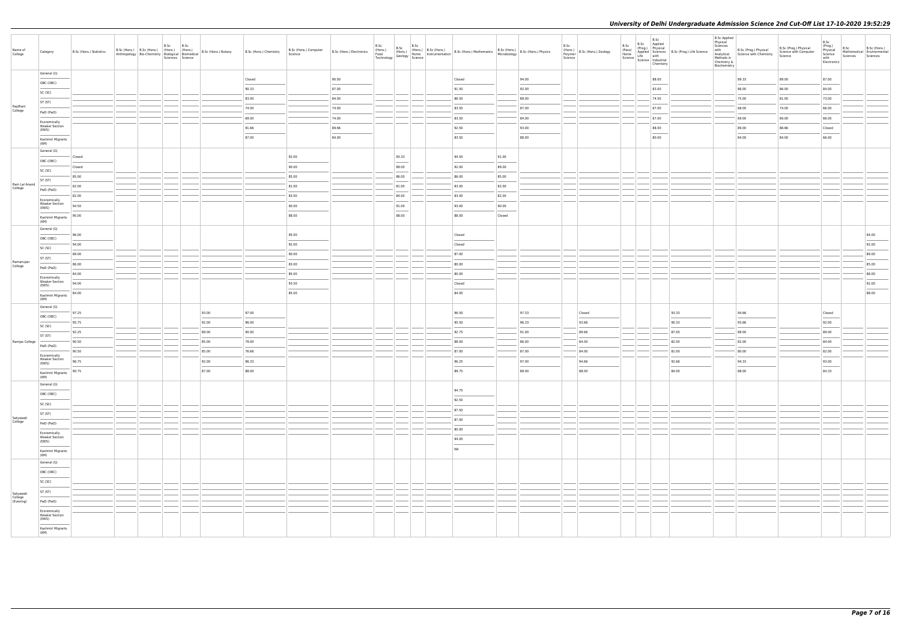| Name of College | Category | B.Sc (Hons.) Statistics | B.Sc (Hons.) Anthropology | B.Sc (Hons.) Bio-Chemistry | B.Sc (Hons.) Biological Sciences | B.Sc (Hons.) Biomedical Science | B.Sc (Hons.) Botany | B.Sc (Hons.) Chemistry | B.Sc (Hons.) Computer Science | B.Sc (Hons.) Electronics | B.Sc (Hons.) Food Technology | B.Sc (Hons.) Geology | B.Sc (Hons.) Home Science | B.Sc (Hons.) Instrumentation | B.Sc (Hons.) Mathematics | B.Sc (Hons.) Microbiology | B.Sc (Hons.) Physics | B.Sc (Hons.) Polymer Science | B.Sc (Hons.) Zoology | B.Sc (Pass) Home Science | B.Sc (Prog.) Applied Life Science | B.Sc Applied Physical Sciences with Industrial Chemistry | B.Sc (Prog.) Life Science | B.Sc Applied Physical Sciences with Analytical Methods in Chemistry & Biochemistry | B.Sc (Prog.) Physical Science with Chemistry | B.Sc (Prog.) Physical Science with Computer Science | B.Sc (Prog.) Physical Science with Electronics | B.Sc Mathematical Sciences | B.Sc (Hons.) Environmental Sciences |
|---|---|---|---|---|---|---|---|---|---|---|---|---|---|---|---|---|---|---|---|---|---|---|---|---|---|---|---|---|---|
| Rajdhani College | General (G) | | | | | | | Closed | | 90.00 | | | | | Closed | | 94.00 | | | | | 88.00 | | | 89.33 | 89.00 | 87.00 | | |
| | OBC (OBC) | | | | | | | 90.33 | | 87.00 | | | | | 91.50 | | 92.00 | | | | | 83.00 | | | 86.00 | 86.00 | 84.00 | | |
| | SC (SC) | | | | | | | 83.00 | | 84.00 | | | | | 86.50 | | 89.00 | | | | | 74.50 | | | 75.00 | 81.00 | 73.00 | | |
| | ST (ST) | | | | | | | 74.00 | | 74.00 | | | | | 83.50 | | 87.00 | | | | | 67.00 | | | 68.00 | 74.00 | 66.00 | | |
| | PwD (PwD) | | | | | | | 69.00 | | 74.00 | | | | | 83.50 | | 84.00 | | | | | 67.00 | | | 69.00 | 69.00 | 66.00 | | |
| | Economically Weaker Section (EWS) | | | | | | | 91.66 | | 89.66 | | | | | 92.50 | | 93.00 | | | | | 88.00 | | | 89.00 | 88.66 | Closed | | |
| | Kashmiri Migrants (KM) | | | | | | | 87.00 | | 84.00 | | | | | 83.50 | | 88.00 | | | | | 80.00 | | | 84.00 | 84.00 | 66.00 | | |
| Ram Lal Anand College | General (G) | Closed | | | | | | | 92.00 | | | 93.33 | | | 94.50 | 91.00 | | | | | | | | | | | | | |
| | OBC (OBC) | Closed | | | | | | | 90.00 | | | 89.00 | | | 92.00 | 89.00 | | | | | | | | | | | | | |
| | SC (SC) | 85.00 | | | | | | | 85.00 | | | 86.00 | | | 86.00 | 85.00 | | | | | | | | | | | | | |
| | ST (ST) | 82.00 | | | | | | | 81.00 | | | 81.00 | | | 83.00 | 82.00 | | | | | | | | | | | | | |
| | PwD (PwD) | 82.00 | | | | | | | 83.00 | | | 84.00 | | | 83.00 | 82.00 | | | | | | | | | | | | | |
| | Economically Weaker Section (EWS) | 94.50 | | | | | | | 90.00 | | | 91.00 | | | 93.00 | 90.00 | | | | | | | | | | | | | |
| | Kashmiri Migrants (KM) | 90.00 | | | | | | | 88.00 | | | 88.00 | | | 88.00 | Closed | | | | | | | | | | | | | |
| Ramanujan College | General (G) | 96.00 | | | | | | | 95.00 | | | | | | Closed | | | | | | | | | | | | | | 94.00 |
| | OBC (OBC) | 94.00 | | | | | | | 92.00 | | | | | | Closed | | | | | | | | | | | | | | 92.00 |
| | SC (SC) | 89.00 | | | | | | | 90.00 | | | | | | 87.00 | | | | | | | | | | | | | | 89.00 |
| | ST (ST) | 86.00 | | | | | | | 83.00 | | | | | | 80.00 | | | | | | | | | | | | | | 85.00 |
| | PwD (PwD) | 84.00 | | | | | | | 85.00 | | | | | | 80.00 | | | | | | | | | | | | | | 88.00 |
| | Economically Weaker Section (EWS) | 94.00 | | | | | | | 93.50 | | | | | | Closed | | | | | | | | | | | | | | 92.00 |
| | Kashmiri Migrants (KM) | 84.00 | | | | | | | 85.00 | | | | | | 84.00 | | | | | | | | | | | | | | 88.00 |
| Ramjas College | General (G) | 97.25 | | | | | 93.00 | 97.00 | | | | | | | 96.50 | | 97.33 | | Closed | | | | 93.33 | | 94.66 | | Closed | | |
| | OBC (OBC) | 95.75 | | | | | 92.00 | 96.00 | | | | | | | 95.50 | | 96.33 | | 93.66 | | | | 90.33 | | 93.66 | | 92.00 | | |
| | SC (SC) | 92.25 | | | | | 89.00 | 90.00 | | | | | | | 92.75 | | 91.00 | | 89.66 | | | | 87.00 | | 89.00 | | 89.00 | | |
| | ST (ST) | 90.50 | | | | | 85.00 | 79.00 | | | | | | | 88.00 | | 86.00 | | 84.00 | | | | 82.00 | | 82.00 | | 84.00 | | |
| | PwD (PwD) | 90.50 | | | | | 85.00 | 76.66 | | | | | | | 87.00 | | 87.00 | | 84.00 | | | | 81.00 | | 80.00 | | 82.00 | | |
| | Economically Weaker Section (EWS) | 96.75 | | | | | 92.00 | 96.33 | | | | | | | 96.25 | | 97.00 | | 94.66 | | | | 92.66 | | 94.33 | | 93.00 | | |
| | Kashmiri Migrants (KM) | 90.75 | | | | | 87.00 | 88.00 | | | | | | | 89.75 | | 89.00 | | 88.00 | | | | 84.00 | | 88.00 | | 84.33 | | |
| Satyawati College | General (G) | | | | | | | | | | | | | | 94.75 | | | | | | | | | | | | | | |
| | OBC (OBC) | | | | | | | | | | | | | | 92.50 | | | | | | | | | | | | | | |
| | SC (SC) | | | | | | | | | | | | | | 87.50 | | | | | | | | | | | | | | |
| | ST (ST) | | | | | | | | | | | | | | 87.00 | | | | | | | | | | | | | | |
| | PwD (PwD) | | | | | | | | | | | | | | 80.00 | | | | | | | | | | | | | | |
| | Economically Weaker Section (EWS) | | | | | | | | | | | | | | 94.00 | | | | | | | | | | | | | | |
| | Kashmiri Migrants (KM) | | | | | | | | | | | | | | NA | | | | | | | | | | | | | | |
| Satyawati College (Evening) | General (G) | | | | | | | | | | | | | | | | | | | | | | | | | | | | |
| | OBC (OBC) | | | | | | | | | | | | | | | | | | | | | | | | | | | | |
| | SC (SC) | | | | | | | | | | | | | | | | | | | | | | | | | | | | |
| | ST (ST) | | | | | | | | | | | | | | | | | | | | | | | | | | | | |
| | PwD (PwD) | | | | | | | | | | | | | | | | | | | | | | | | | | | | |
| | Economically Weaker Section (EWS) | | | | | | | | | | | | | | | | | | | | | | | | | | | | |
| | Kashmiri Migrants (KM) | | | | | | | | | | | | | | | | | | | | | | | | | | | | |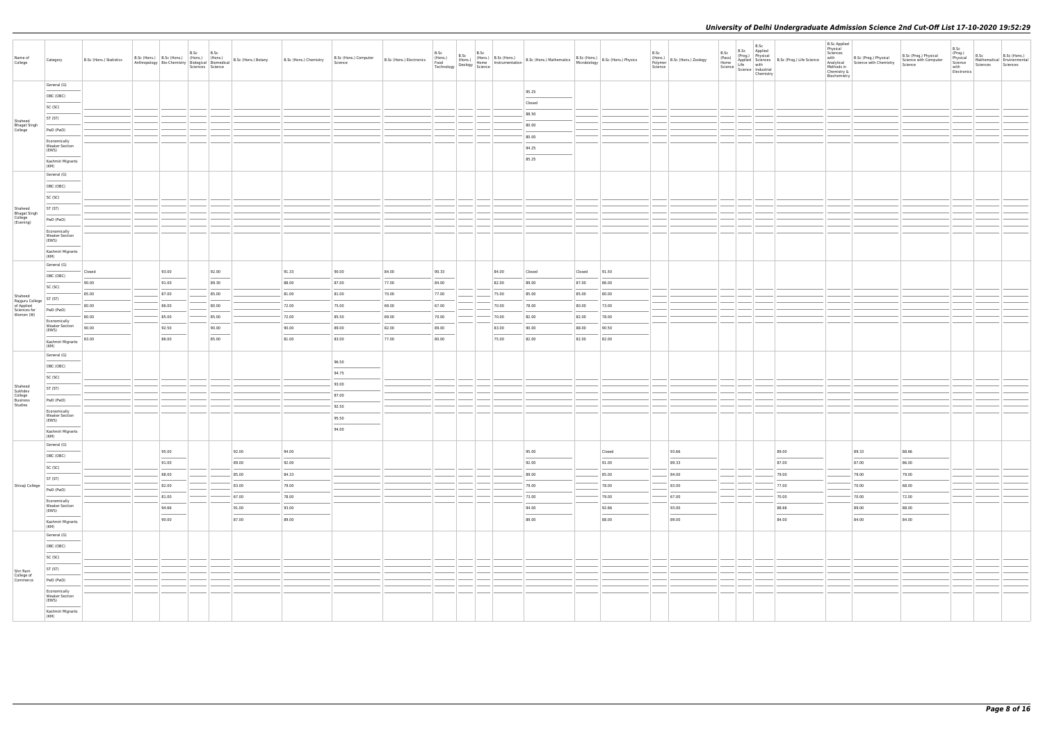# University of Delhi Undergraduate Admission Science 2nd Cut-Off List 17-10-2020 19:52:29

| Name of College | Category | B.Sc (Hons.) Statistics | B.Sc (Hons.) Anthropology | B.Sc (Hons.) Bio-Chemistry | B.Sc (Hons.) Biological Sciences | B.Sc (Hons.) Biomedical Science | B.Sc (Hons.) Botany | B.Sc (Hons.) Chemistry | B.Sc (Hons.) Computer Science | B.Sc (Hons.) Electronics | B.Sc (Hons.) Food Technology | B.Sc (Hons.) Geology | B.Sc (Hons.) Home Science | B.Sc (Hons.) Instrumentation | B.Sc (Hons.) Mathematics | B.Sc (Hons.) Microbiology | B.Sc (Hons.) Physics | B.Sc (Hons.) Polymer Science | B.Sc (Hons.) Zoology | B.Sc (Pass) Home Science | B.Sc (Prog.) Applied Life Science | B.Sc Applied Physical Sciences with Industrial Chemistry | B.Sc (Prog.) Life Science | B.Sc Applied Physical Sciences with Analytical Methods in Chemistry & Biochemistry | B.Sc (Prog.) Physical Science with Chemistry | B.Sc (Prog.) Physical Science with Computer Science | B.Sc (Prog.) Physical Science with Electronics | B.Sc Mathematical Sciences | B.Sc (Hons.) Environmental Sciences |
|---|---|---|---|---|---|---|---|---|---|---|---|---|---|---|---|---|---|---|---|---|---|---|---|---|---|---|---|---|---|
| Shaheed Bhagat Singh College | General (G) | | | | | | | | | | | | | | 95.25 | | | | | | | | | | | | | | |
| | OBC (OBC) | | | | | | | | | | | | | | Closed | | | | | | | | | | | | | | |
| | SC (SC) | | | | | | | | | | | | | | 88.50 | | | | | | | | | | | | | | |
| | ST (ST) | | | | | | | | | | | | | | 80.00 | | | | | | | | | | | | | | |
| | PwD (PwD) | | | | | | | | | | | | | | 80.00 | | | | | | | | | | | | | | |
| | Economically Weaker Section (EWS) | | | | | | | | | | | | | | 94.25 | | | | | | | | | | | | | | |
| | Kashmiri Migrants (KM) | | | | | | | | | | | | | | 85.25 | | | | | | | | | | | | | | |
| Shaheed Bhagat Singh College (Evening) | General (G) | | | | | | | | | | | | | | | | | | | | | | | | | | | | |
| | OBC (OBC) | | | | | | | | | | | | | | | | | | | | | | | | | | | | |
| | SC (SC) | | | | | | | | | | | | | | | | | | | | | | | | | | | | |
| | ST (ST) | | | | | | | | | | | | | | | | | | | | | | | | | | | | |
| | PwD (PwD) | | | | | | | | | | | | | | | | | | | | | | | | | | | | |
| | Economically Weaker Section (EWS) | | | | | | | | | | | | | | | | | | | | | | | | | | | | |
| | Kashmiri Migrants (KM) | | | | | | | | | | | | | | | | | | | | | | | | | | | | |
| Shaheed Rajguru College of Applied Sciences for Women (W) | General (G) | Closed | | 93.00 | | 92.00 | | 91.33 | 90.00 | 84.00 | 90.33 | | | 84.00 | Closed | Closed | 91.50 | | | | | | | | | | | | |
| | OBC (OBC) | 90.00 | | 91.00 | | 89.30 | | 88.00 | 87.00 | 77.00 | 84.00 | | | 82.00 | 89.00 | 87.00 | 86.00 | | | | | | | | | | | | |
| | SC (SC) | 85.00 | | 87.00 | | 85.00 | | 81.00 | 81.00 | 70.00 | 77.00 | | | 75.00 | 85.00 | 85.00 | 80.00 | | | | | | | | | | | | |
| | ST (ST) | 80.00 | | 86.00 | | 80.00 | | 72.00 | 75.00 | 69.00 | 67.00 | | | 70.00 | 78.00 | 80.00 | 73.00 | | | | | | | | | | | | |
| | PwD (PwD) | 80.00 | | 85.00 | | 85.00 | | 72.00 | 85.50 | 69.00 | 70.00 | | | 70.00 | 82.00 | 82.00 | 78.00 | | | | | | | | | | | | |
| | Economically Weaker Section (EWS) | 90.00 | | 92.50 | | 90.00 | | 90.00 | 89.00 | 82.00 | 89.00 | | | 83.00 | 90.00 | 88.00 | 90.50 | | | | | | | | | | | | |
| | Kashmiri Migrants (KM) | 83.00 | | 86.00 | | 85.00 | | 81.00 | 83.00 | 77.00 | 80.00 | | | 75.00 | 82.00 | 82.00 | 82.00 | | | | | | | | | | | | |
| Shaheed Sukhdev College Business Studies | General (G) | | | | | | | | 96.50 | | | | | | | | | | | | | | | | | | | | |
| | OBC (OBC) | | | | | | | | 94.75 | | | | | | | | | | | | | | | | | | | | |
| | SC (SC) | | | | | | | | 93.00 | | | | | | | | | | | | | | | | | | | | |
| | ST (ST) | | | | | | | | 87.00 | | | | | | | | | | | | | | | | | | | | |
| | PwD (PwD) | | | | | | | | 92.50 | | | | | | | | | | | | | | | | | | | | |
| | Economically Weaker Section (EWS) | | | | | | | | 95.50 | | | | | | | | | | | | | | | | | | | | |
| | Kashmiri Migrants (KM) | | | | | | | | 94.00 | | | | | | | | | | | | | | | | | | | | |
| Shivaji College | General (G) | | | 95.00 | | | 92.00 | 94.00 | | | | | | | 95.00 | | Closed | | 93.66 | | | | 89.00 | | 89.33 | 88.66 | | | |
| | OBC (OBC) | | | 91.00 | | | 89.00 | 92.00 | | | | | | | 92.00 | | 91.00 | | 89.33 | | | | 87.00 | | 87.00 | 86.00 | | | |
| | SC (SC) | | | 88.00 | | | 85.00 | 84.33 | | | | | | | 89.00 | | 85.00 | | 84.00 | | | | 79.00 | | 79.00 | 79.00 | | | |
| | ST (ST) | | | 82.00 | | | 83.00 | 79.00 | | | | | | | 79.00 | | 78.00 | | 83.00 | | | | 77.00 | | 70.00 | 68.00 | | | |
| | PwD (PwD) | | | 81.00 | | | 67.00 | 78.00 | | | | | | | 73.00 | | 79.00 | | 67.00 | | | | 70.00 | | 70.00 | 72.00 | | | |
| | Economically Weaker Section (EWS) | | | 94.66 | | | 91.00 | 93.00 | | | | | | | 94.00 | | 92.66 | | 93.00 | | | | 88.66 | | 89.00 | 88.00 | | | |
| | Kashmiri Migrants (KM) | | | 90.00 | | | 87.00 | 89.00 | | | | | | | 89.00 | | 88.00 | | 89.00 | | | | 84.00 | | 84.00 | 84.00 | | | |
| Shri Ram College of Commerce | General (G) | | | | | | | | | | | | | | | | | | | | | | | | | | | | |
| | OBC (OBC) | | | | | | | | | | | | | | | | | | | | | | | | | | | | |
| | SC (SC) | | | | | | | | | | | | | | | | | | | | | | | | | | | | |
| | ST (ST) | | | | | | | | | | | | | | | | | | | | | | | | | | | | |
| | PwD (PwD) | | | | | | | | | | | | | | | | | | | | | | | | | | | | |
| | Economically Weaker Section (EWS) | | | | | | | | | | | | | | | | | | | | | | | | | | | | |
| | Kashmiri Migrants (KM) | | | | | | | | | | | | | | | | | | | | | | | | | | | | |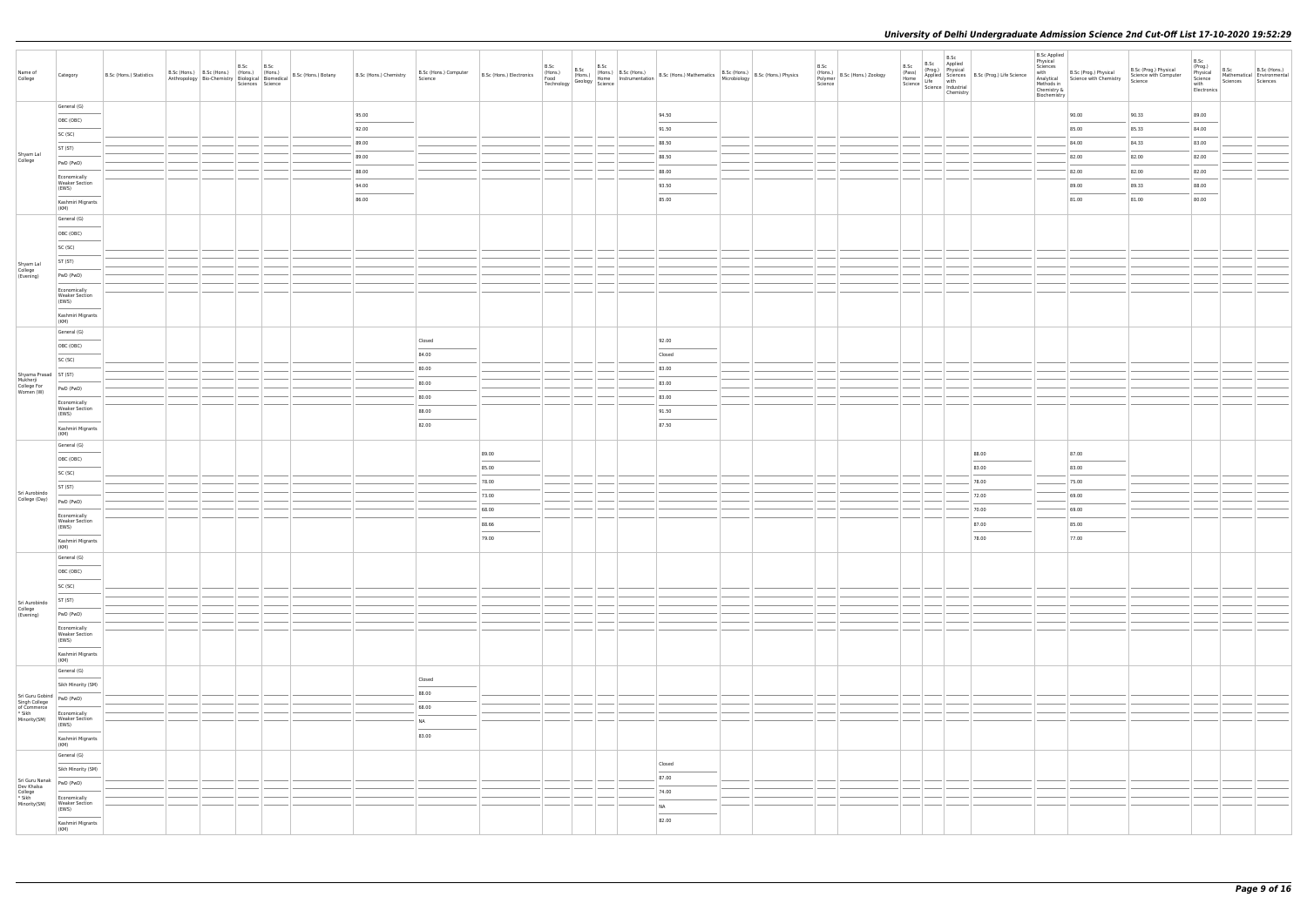| Name of College | Category | B.Sc (Hons.) Statistics | B.Sc (Hons.) Anthropology | B.Sc (Hons.) Bio-Chemistry | B.Sc (Hons.) Biological Sciences | B.Sc (Hons.) Biomedical Science | B.Sc (Hons.) Botany | B.Sc (Hons.) Chemistry | B.Sc (Hons.) Computer Science | B.Sc (Hons.) Electronics | B.Sc (Hons.) Food Technology | B.Sc (Hons.) Geology | B.Sc (Hons.) Home Science | B.Sc (Hons.) Instrumentation | B.Sc (Hons.) Mathematics | B.Sc (Hons.) Microbiology | B.Sc (Hons.) Physics | B.Sc (Hons.) Polymer Science | B.Sc (Hons.) Zoology | B.Sc (Pass) Home Science | B.Sc (Prog.) Applied Life Science | B.Sc Applied Physical Sciences with Industrial Chemistry | B.Sc (Prog.) Life Science | B.Sc Applied Physical Sciences with Analytical Methods in Chemistry & Biochemistry | B.Sc (Prog.) Physical Science with Chemistry | B.Sc (Prog.) Physical Science with Computer Science | B.Sc (Prog.) Physical Science with Electronics | B.Sc Mathematical Sciences | B.Sc (Hons.) Environmental Sciences |
|---|---|---|---|---|---|---|---|---|---|---|---|---|---|---|---|---|---|---|---|---|---|---|---|---|---|---|---|---|---|
| Shyam Lal College | General (G) | | | | | | | 95.00 | | | | | | | 94.50 | | | | | | | | | | 90.00 | 90.33 | 89.00 | | |
| | OBC (OBC) | | | | | | | 92.00 | | | | | | | 91.50 | | | | | | | | | | 85.00 | 85.33 | 84.00 | | |
| | SC (SC) | | | | | | | 89.00 | | | | | | | 88.50 | | | | | | | | | | 84.00 | 84.33 | 83.00 | | |
| | ST (ST) | | | | | | | 89.00 | | | | | | | 88.50 | | | | | | | | | | 82.00 | 82.00 | 82.00 | | |
| | PwD (PwD) | | | | | | | 88.00 | | | | | | | 88.00 | | | | | | | | | | 82.00 | 82.00 | 82.00 | | |
| | Economically Weaker Section (EWS) | | | | | | | 94.00 | | | | | | | 93.50 | | | | | | | | | | 89.00 | 89.33 | 88.00 | | |
| | Kashmiri Migrants (KM) | | | | | | | 86.00 | | | | | | | 85.00 | | | | | | | | | | 81.00 | 81.00 | 80.00 | | |
| Shyam Lal College (Evening) | General (G) | | | | | | | | | | | | | | | | | | | | | | | | | | | | |
| | OBC (OBC) | | | | | | | | | | | | | | | | | | | | | | | | | | | | |
| | SC (SC) | | | | | | | | | | | | | | | | | | | | | | | | | | | | |
| | ST (ST) | | | | | | | | | | | | | | | | | | | | | | | | | | | | |
| | PwD (PwD) | | | | | | | | | | | | | | | | | | | | | | | | | | | | |
| | Economically Weaker Section (EWS) | | | | | | | | | | | | | | | | | | | | | | | | | | | | |
| | Kashmiri Migrants (KM) | | | | | | | | | | | | | | | | | | | | | | | | | | | | |
| Shyama Prasad Mukherji College For Women (W) | General (G) | | | | | | | | Closed | | | | | | 92.00 | | | | | | | | | | | | | | |
| | OBC (OBC) | | | | | | | | 84.00 | | | | | | Closed | | | | | | | | | | | | | | |
| | SC (SC) | | | | | | | | 80.00 | | | | | | 83.00 | | | | | | | | | | | | | | |
| | ST (ST) | | | | | | | | 80.00 | | | | | | 83.00 | | | | | | | | | | | | | | |
| | PwD (PwD) | | | | | | | | 80.00 | | | | | | 83.00 | | | | | | | | | | | | | | |
| | Economically Weaker Section (EWS) | | | | | | | | 88.00 | | | | | | 91.50 | | | | | | | | | | | | | | |
| | Kashmiri Migrants (KM) | | | | | | | | 82.00 | | | | | | 87.50 | | | | | | | | | | | | | | |
| Sri Aurobindo College (Day) | General (G) | | | | | | | | | 89.00 | | | | | | | | | | | | | 88.00 | | 87.00 | | | | |
| | OBC (OBC) | | | | | | | | | 85.00 | | | | | | | | | | | | | 83.00 | | 83.00 | | | | |
| | SC (SC) | | | | | | | | | 78.00 | | | | | | | | | | | | | 78.00 | | 75.00 | | | | |
| | ST (ST) | | | | | | | | | 73.00 | | | | | | | | | | | | | 72.00 | | 69.00 | | | | |
| | PwD (PwD) | | | | | | | | | 68.00 | | | | | | | | | | | | | 70.00 | | 69.00 | | | | |
| | Economically Weaker Section (EWS) | | | | | | | | | 88.66 | | | | | | | | | | | | | 87.00 | | 85.00 | | | | |
| | Kashmiri Migrants (KM) | | | | | | | | | 79.00 | | | | | | | | | | | | | 78.00 | | 77.00 | | | | |
| Sri Aurobindo College (Evening) | General (G) | | | | | | | | | | | | | | | | | | | | | | | | | | | | |
| | OBC (OBC) | | | | | | | | | | | | | | | | | | | | | | | | | | | | |
| | SC (SC) | | | | | | | | | | | | | | | | | | | | | | | | | | | | |
| | ST (ST) | | | | | | | | | | | | | | | | | | | | | | | | | | | | |
| | PwD (PwD) | | | | | | | | | | | | | | | | | | | | | | | | | | | | |
| | Economically Weaker Section (EWS) | | | | | | | | | | | | | | | | | | | | | | | | | | | | |
| | Kashmiri Migrants (KM) | | | | | | | | | | | | | | | | | | | | | | | | | | | | |
| Sri Guru Gobind Singh College of Commerce * Sikh Minority(SM) | General (G) | | | | | | | | Closed | | | | | | | | | | | | | | | | | | | | |
| | Sikh Minority (SM) | | | | | | | | 88.00 | | | | | | | | | | | | | | | | | | | | |
| | PwD (PwD) | | | | | | | | 68.00 | | | | | | | | | | | | | | | | | | | | |
| | Economically Weaker Section (EWS) | | | | | | | | NA | | | | | | | | | | | | | | | | | | | | |
| | Kashmiri Migrants (KM) | | | | | | | | 83.00 | | | | | | | | | | | | | | | | | | | | |
| Sri Guru Nanak Dev Khalsa College * Sikh Minority(SM) | General (G) | | | | | | | | | | | | | | Closed | | | | | | | | | | | | | | |
| | Sikh Minority (SM) | | | | | | | | | | | | | | 87.00 | | | | | | | | | | | | | | |
| | PwD (PwD) | | | | | | | | | | | | | | 74.00 | | | | | | | | | | | | | | |
| | Economically Weaker Section (EWS) | | | | | | | | | | | | | | NA | | | | | | | | | | | | | | |
| | Kashmiri Migrants (KM) | | | | | | | | | | | | | | 82.00 | | | | | | | | | | | | | | |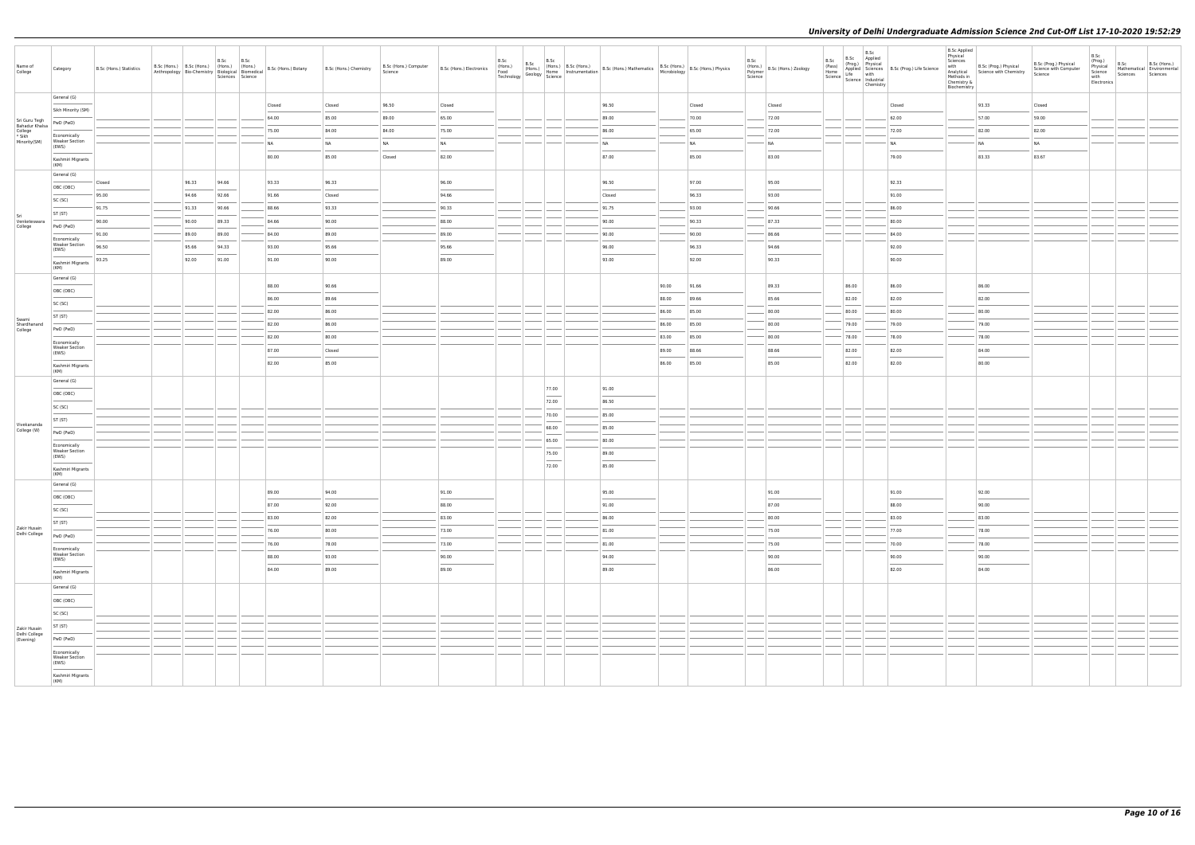| Name of College | Category | B.Sc (Hons.) Statistics | B.Sc (Hons.) Anthropology | B.Sc (Hons.) Bio-Chemistry | B.Sc (Hons.) Biological Sciences | B.Sc (Hons.) Biomedical Science | B.Sc (Hons.) Botany | B.Sc (Hons.) Chemistry | B.Sc (Hons.) Computer Science | B.Sc (Hons.) Electronics | B.Sc (Hons.) Food Technology | B.Sc (Hons.) Geology | B.Sc (Hons.) Home Science | B.Sc (Hons.) Instrumentation | B.Sc (Hons.) Mathematics | B.Sc (Hons.) Microbiology | B.Sc (Hons.) Physics | B.Sc (Hons.) Polymer Science | B.Sc (Hons.) Zoology | B.Sc (Pass) Home Science | B.Sc (Prog.) Applied Life Science | B.Sc Applied Physical Sciences with Industrial Chemistry | B.Sc (Prog.) Life Science | B.Sc Applied Physical Sciences with Analytical Methods in Chemistry & Biochemistry | B.Sc (Prog.) Physical Science with Chemistry | B.Sc (Prog.) Physical Science with Computer Science | B.Sc (Prog.) Physical Science with Electronics | B.Sc Mathematical Sciences | B.Sc (Hons.) Environmental Sciences |
|---|---|---|---|---|---|---|---|---|---|---|---|---|---|---|---|---|---|---|---|---|---|---|---|---|---|---|---|---|---|
| Sri Guru Tegh Bahadur Khalsa College * Sikh Minority(SM) | General (G) | | | | | | Closed | Closed | 96.50 | Closed | | | | | 96.50 | | Closed | | Closed | | | | Closed | | 93.33 | Closed | | | |
| | Sikh Minority (SM) | | | | | | 64.00 | 85.00 | 89.00 | 65.00 | | | | | 89.00 | | 70.00 | | 72.00 | | | | 62.00 | | 57.00 | 59.00 | | | |
| | PwD (PwD) | | | | | | 75.00 | 84.00 | 84.00 | 75.00 | | | | | 86.00 | | 65.00 | | 72.00 | | | | 72.00 | | 82.00 | 82.00 | | | |
| | Economically Weaker Section (EWS) | | | | | | NA | NA | NA | NA | | | | | NA | | NA | | NA | | | | NA | | NA | NA | | | |
| | Kashmiri Migrants (KM) | | | | | | 80.00 | 85.00 | Closed | 82.00 | | | | | 87.00 | | 85.00 | | 83.00 | | | | 79.00 | | 83.33 | 83.67 | | | |
| Sri Venkateswara College | General (G) | Closed | | 96.33 | 94.66 | | 93.33 | 96.33 | | 96.00 | | | | | 96.50 | | 97.00 | | 95.00 | | | | 92.33 | | | | | | |
| | OBC (OBC) | 95.00 | | 94.66 | 92.66 | | 91.66 | Closed | | 94.66 | | | | | Closed | | 96.33 | | 93.00 | | | | 91.00 | | | | | | |
| | SC (SC) | 91.75 | | 91.33 | 90.66 | | 88.66 | 93.33 | | 90.33 | | | | | 91.75 | | 93.00 | | 90.66 | | | | 86.00 | | | | | | |
| | ST (ST) | 90.00 | | 90.00 | 89.33 | | 84.66 | 90.00 | | 88.00 | | | | | 90.00 | | 90.33 | | 87.33 | | | | 80.00 | | | | | | |
| | PwD (PwD) | 91.00 | | 89.00 | 89.00 | | 84.00 | 89.00 | | 89.00 | | | | | 90.00 | | 90.00 | | 86.66 | | | | 84.00 | | | | | | |
| | Economically Weaker Section (EWS) | 96.50 | | 95.66 | 94.33 | | 93.00 | 95.66 | | 95.66 | | | | | 96.00 | | 96.33 | | 94.66 | | | | 92.00 | | | | | | |
| | Kashmiri Migrants (KM) | 93.25 | | 92.00 | 91.00 | | 91.00 | 90.00 | | 89.00 | | | | | 93.00 | | 92.00 | | 90.33 | | | | 90.00 | | | | | | |
| Swami Shardhanand College | General (G) | | | | | | 88.00 | 90.66 | | | | | | | | 90.00 | 91.66 | | 89.33 | | 86.00 | | 86.00 | | 86.00 | | | | |
| | OBC (OBC) | | | | | | 86.00 | 89.66 | | | | | | | | 88.00 | 89.66 | | 85.66 | | 82.00 | | 82.00 | | 82.00 | | | | |
| | SC (SC) | | | | | | 82.00 | 86.00 | | | | | | | | 86.00 | 85.00 | | 80.00 | | 80.00 | | 80.00 | | 80.00 | | | | |
| | ST (ST) | | | | | | 82.00 | 86.00 | | | | | | | | 86.00 | 85.00 | | 80.00 | | 79.00 | | 79.00 | | 79.00 | | | | |
| | PwD (PwD) | | | | | | 82.00 | 80.00 | | | | | | | | 83.00 | 85.00 | | 80.00 | | 78.00 | | 78.00 | | 78.00 | | | | |
| | Economically Weaker Section (EWS) | | | | | | 87.00 | Closed | | | | | | | | 89.00 | 88.66 | | 88.66 | | 82.00 | | 82.00 | | 84.00 | | | | |
| | Kashmiri Migrants (KM) | | | | | | 82.00 | 85.00 | | | | | | | | 86.00 | 85.00 | | 85.00 | | 82.00 | | 82.00 | | 80.00 | | | | |
| Vivekananda College (W) | General (G) | | | | | | | | | | | | 77.00 | | 91.00 | | | | | | | | | | | | | | |
| | OBC (OBC) | | | | | | | | | | | | 72.00 | | 86.50 | | | | | | | | | | | | | | |
| | SC (SC) | | | | | | | | | | | | 70.00 | | 85.00 | | | | | | | | | | | | | | |
| | ST (ST) | | | | | | | | | | | | 68.00 | | 85.00 | | | | | | | | | | | | | | |
| | PwD (PwD) | | | | | | | | | | | | 65.00 | | 80.00 | | | | | | | | | | | | | | |
| | Economically Weaker Section (EWS) | | | | | | | | | | | | 75.00 | | 89.00 | | | | | | | | | | | | | | |
| | Kashmiri Migrants (KM) | | | | | | | | | | | | 72.00 | | 85.00 | | | | | | | | | | | | | | |
| Zakir Husain Delhi College | General (G) | | | | | | 89.00 | 94.00 | | 91.00 | | | | | 95.00 | | | | 91.00 | | | | 91.00 | | 92.00 | | | | |
| | OBC (OBC) | | | | | | 87.00 | 92.00 | | 88.00 | | | | | 91.00 | | | | 87.00 | | | | 88.00 | | 90.00 | | | | |
| | SC (SC) | | | | | | 83.00 | 82.00 | | 83.00 | | | | | 86.00 | | | | 80.00 | | | | 83.00 | | 83.00 | | | | |
| | ST (ST) | | | | | | 76.00 | 80.00 | | 73.00 | | | | | 81.00 | | | | 75.00 | | | | 77.00 | | 78.00 | | | | |
| | PwD (PwD) | | | | | | 76.00 | 78.00 | | 73.00 | | | | | 81.00 | | | | 75.00 | | | | 70.00 | | 78.00 | | | | |
| | Economically Weaker Section (EWS) | | | | | | 88.00 | 93.00 | | 90.00 | | | | | 94.00 | | | | 90.00 | | | | 90.00 | | 90.00 | | | | |
| | Kashmiri Migrants (KM) | | | | | | 84.00 | 89.00 | | 89.00 | | | | | 89.00 | | | | 86.00 | | | | 82.00 | | 84.00 | | | | |
| Zakir Husain Delhi College (Evening) | General (G) | | | | | | | | | | | | | | | | | | | | | | | | | | | | |
| | OBC (OBC) | | | | | | | | | | | | | | | | | | | | | | | | | | | | |
| | SC (SC) | | | | | | | | | | | | | | | | | | | | | | | | | | | | |
| | ST (ST) | | | | | | | | | | | | | | | | | | | | | | | | | | | | |
| | PwD (PwD) | | | | | | | | | | | | | | | | | | | | | | | | | | | | |
| | Economically Weaker Section (EWS) | | | | | | | | | | | | | | | | | | | | | | | | | | | | |
| | Kashmiri Migrants (KM) | | | | | | | | | | | | | | | | | | | | | | | | | | | | |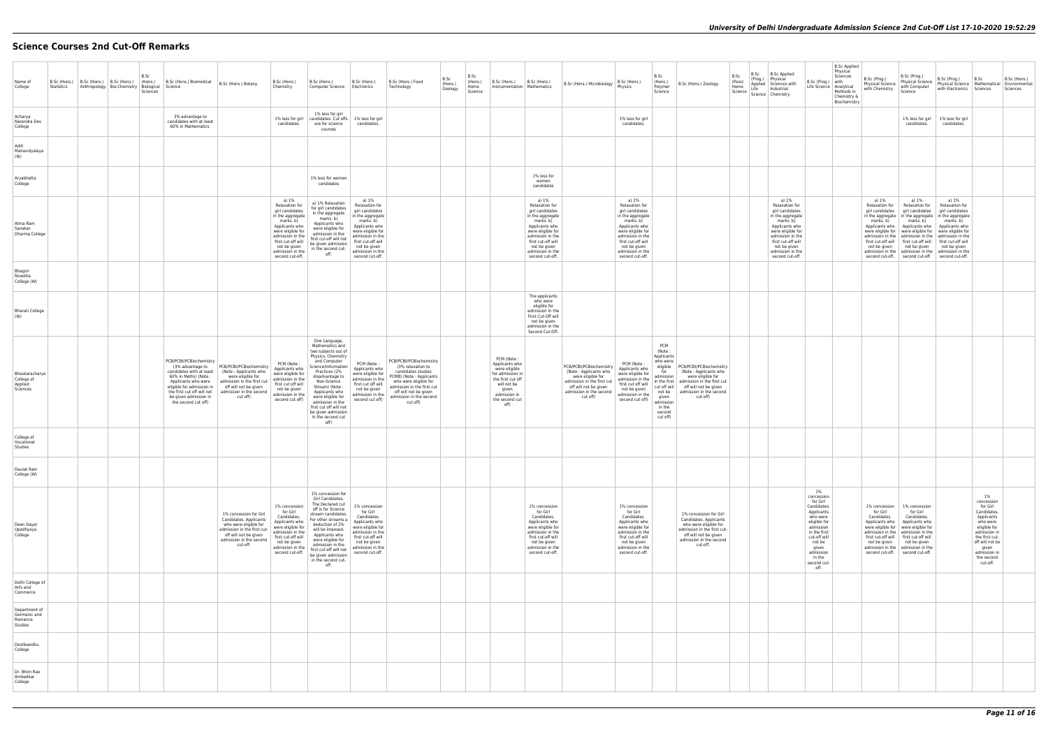# Science Courses 2nd Cut-Off Remarks

| Name of College | B.Sc (Hons.) Statistics | B.Sc (Hons.) Anthropology | B.Sc (Hons.) Bio-Chemistry | B.Sc (Hons.) Biological Sciences | B.Sc (Hons.) Biomedical Science | B.Sc (Hons.) Botany | B.Sc (Hons.) Chemistry | B.Sc (Hons.) Computer Science | B.Sc (Hons.) Electronics | B.Sc (Hons.) Food Technology | B.Sc (Hons.) Geology | B.Sc (Hons.) Home Science | B.Sc (Hons.) Instrumentation | B.Sc (Hons.) Mathematics | B.Sc (Hons.) Microbiology | B.Sc (Hons.) Physics | B.Sc (Hons.) Polymer Science | B.Sc (Hons.) Zoology | B.Sc (Pass) Home Science | B.Sc (Prog.) Applied Life Science | B.Sc Applied Physical Sciences with Industrial Chemistry | B.Sc (Prog.) Life Science | B.Sc Applied Physical Sciences with Analytical Methods in Chemistry & Biochemistry | B.Sc (Prog.) Physical Science with Chemistry | B.Sc (Prog.) Physical Science with Computer Science | B.Sc (Prog.) Physical Science with Electronics | B.Sc Mathematical Sciences | B.Sc (Hons.) Environmental Sciences |
|---|---|---|---|---|---|---|---|---|---|---|---|---|---|---|---|---|---|---|---|---|---|---|---|---|---|---|---|---|
| Acharya Narendra Dev College | | | | | 3% advantage to candidates with at least 60% in Mathematics. | | 1% less for girl candidates. | 1% less for girl candidates. Cut offs are for science courses | 1% less for girl candidates. | | | | | | | 1% less for girl candidates. | | | | | | | | | 1% less for girl candidates. | 1% less for girl candidates. | | |
| Aditi Mahavidyalaya (W) | | | | | | | | | | | | | | | | | | | | | | | | | | | | |
| Aryabhatta College | | | | | | | | 1% less for women candidates | | | | | | 1% less for women candidates | | | | | | | | | | | | | | |
| Atma Ram Sanatan Dharma College | | | | | | | a) 1% Relaxation for girl candidates in the aggregate marks. b) Applicants who were eligible for admission in the first cut-off will not be given admission in the second cut-off. | a) 1% Relaxation for girl candidates in the aggregate marks. b) Applicants who were eligible for admission in the first cut-off will not be given admission in the second cut-off. | a) 1% Relaxation for girl candidates in the aggregate marks. b) Applicants who were eligible for admission in the first cut-off will not be given admission in the second cut-off. | | | | | a) 1% Relaxation for girl candidates in the aggregate marks. b) Applicants who were eligible for admission in the first cut-off will not be given admission in the second cut-off. | | a) 1% Relaxation for girl candidates in the aggregate marks. b) Applicants who were eligible for admission in the first cut-off will not be given admission in the second cut-off. | | | | | a) 1% Relaxation for girl candidates in the aggregate marks. b) Applicants who were eligible for admission in the first cut-off will not be given admission in the second cut-off. | | | a) 1% Relaxation for girl candidates in the aggregate marks. b) Applicants who were eligible for admission in the first cut-off will not be given admission in the second cut-off. | a) 1% Relaxation for girl candidates in the aggregate marks. b) Applicants who were eligible for admission in the first cut-off will not be given admission in the second cut-off. | a) 1% Relaxation for girl candidates in the aggregate marks. b) Applicants who were eligible for admission in the first cut-off will not be given admission in the second cut-off. | | |
| Bhagini Nivedita College (W) | | | | | | | | | | | | | | | | | | | | | | | | | | | | |
| Bharati College (W) | | | | | | | | | | | | | | The applicants who were eligible for admission in the First Cut-Off will not be given admission in the Second Cut-Off. | | | | | | | | | | | | | | |
| Bhaskaracharya College of Applied Sciences | | | | | PCB/PCBt/PCBiochemistry (3% advantage to candidates with at least 60% in Maths) (Note : Applicants who were eligible for admission in the first cut off will not be given admission in the second cut off) | PCB/PCBt/PCBiochemistry (Note : Applicants who were eligible for admission in the first cut off will not be given admission in the second cut off) | PCM (Note : Applicants who were eligible for admission in the first cut off will not be given admission in the second cut off) | One Language, Mathematics and two subjects out of Physics, Chemistry and Computer Science/Information Practices (2% disadvantage to Non-Science Stream) (Note : Applicants who were eligible for admission in the first cut off will not be given admission in the second cut off) | PCM (Note : Applicants who were eligible for admission in the first cut off will not be given admission in the second cut off) | PCB/PCBt/PCBiochemistry (3% relaxation to candidates studies PCMB) (Note : Applicants who were eligible for admission in the first cut off will not be given admission in the second cut off) | | | PCM (Note : Applicants who were eligible for admission in the first cut off will not be given admission in the second cut off) | | PCB/PCBt/PCBiochemistry (Note : Applicants who were eligible for admission in the first cut off will not be given admission in the second cut off) | PCM (Note : Applicants who were eligible for admission in the first cut off will not be given admission in the second cut off) | PCM (Note : Applicants who were eligible for admission in the first cut off will not be given admission in the second cut off) | PCB/PCBt/PCBiochemistry (Note : Applicants who were eligible for admission in the first cut off will not be given admission in the second cut off) | | | | | | | | | | |
| College of Vocational Studies | | | | | | | | | | | | | | | | | | | | | | | | | | | | |
| Daulat Ram College (W) | | | | | | | | | | | | | | | | | | | | | | | | | | | | |
| Deen Dayal Upadhyaya College | | | | | | 1% concession for Girl Candidates. Applicants who were eligible for admission in the first cut-off will not be given admission in the second cut-off. | 1% concession for Girl Candidates. Applicants who were eligible for admission in the first cut-off will not be given admission in the second cut-off. | 1% concession for Girl Candidates. The Declared cut off is for Science stream candidates. For other streams a deduction of 2% will be imposed. Applicants who were eligible for admission in the first cut-off will not be given admission in the second cut-off. | 1% concession for Girl Candidates. Applicants who were eligible for admission in the first cut-off will not be given admission in the second cut-off. | | | | | 1% concession for Girl Candidates. Applicants who were eligible for admission in the first cut-off will not be given admission in the second cut-off. | | 1% concession for Girl Candidates. Applicants who were eligible for admission in the first cut-off will not be given admission in the second cut-off. | | 1% concession for Girl Candidates. Applicants who were eligible for admission in the first cut-off will not be given admission in the second cut-off. | | | | 1% concession for Girl Candidates. Applicants who were eligible for admission in the first cut-off will not be given admission in the second cut-off. | | 1% concession for Girl Candidates. Applicants who were eligible for admission in the first cut-off will not be given admission in the second cut-off. | 1% concession for Girl Candidates. Applicants who were eligible for admission in the first cut-off will not be given admission in the second cut-off. | | 1% concession for Girl Candidates. Applicants who were eligible for admission in the first cut-off will not be given admission in the second cut-off. | |
| Delhi College of Arts and Commerce | | | | | | | | | | | | | | | | | | | | | | | | | | | | |
| Department of Germanic and Romance Studies | | | | | | | | | | | | | | | | | | | | | | | | | | | | |
| Deshbandhu College | | | | | | | | | | | | | | | | | | | | | | | | | | | | |
| Dr. Bhim Rao Ambedkar College | | | | | | | | | | | | | | | | | | | | | | | | | | | | |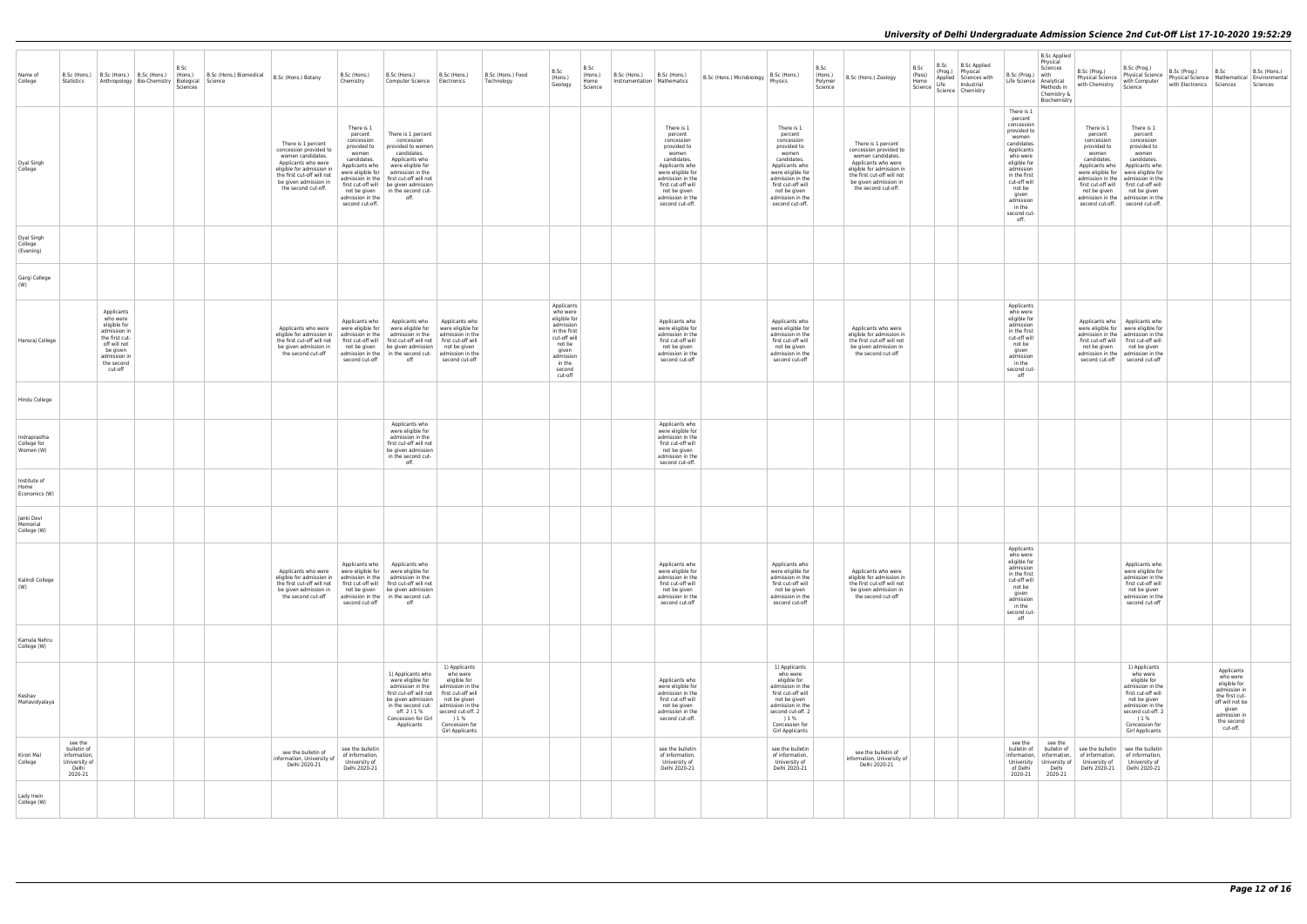| Name of College | B.Sc (Hons.) Statistics | B.Sc (Hons.) Anthropology | B.Sc (Hons.) Bio-Chemistry | B.Sc (Hons.) Biological Sciences | B.Sc (Hons.) Biomedical Science | B.Sc (Hons.) Botany | B.Sc (Hons.) Chemistry | B.Sc (Hons.) Computer Science | B.Sc (Hons.) Electronics | B.Sc (Hons.) Food Technology | B.Sc (Hons.) Geology | B.Sc (Hons.) Home Science | B.Sc (Hons.) Instrumentation | B.Sc (Hons.) Mathematics | B.Sc (Hons.) Microbiology | B.Sc (Hons.) Physics | B.Sc (Hons.) Polymer Science | B.Sc (Hons.) Zoology | B.Sc (Pass) Home Science | B.Sc (Prog.) Applied Life Science | B.Sc Applied Physical Sciences with Industrial Chemistry | B.Sc (Prog.) Life Science | B.Sc Applied Physical Sciences with Analytical Methods in Chemistry & Biochemistry | B.Sc (Prog.) Physical Science with Chemistry | B.Sc (Prog.) Physical Science with Computer Science | B.Sc (Prog.) Physical Science with Electronics | B.Sc Mathematical Sciences | B.Sc (Hons.) Environmental Sciences |
|---|---|---|---|---|---|---|---|---|---|---|---|---|---|---|---|---|---|---|---|---|---|---|---|---|---|---|---|---|
| Dyal Singh College | | | | | | There is 1 percent concession provided to women candidates. Applicants who were eligible for admission in the first cut-off will not be given admission in the second cut-off. | There is 1 percent concession provided to women candidates. Applicants who were eligible for admission in the first cut-off will not be given admission in the second cut-off. | There is 1 percent concession provided to women candidates. Applicants who were eligible for admission in the first cut-off will not be given admission in the second cut-off. | | | | | | There is 1 percent concession provided to women candidates. Applicants who were eligible for admission in the first cut-off will not be given admission in the second cut-off. | | There is 1 percent concession provided to women candidates. Applicants who were eligible for admission in the first cut-off will not be given admission in the second cut-off. | | There is 1 percent concession provided to women candidates. Applicants who were eligible for admission in the first cut-off will not be given admission in the second cut-off. | | | | There is 1 percent concession provided to women candidates. Applicants who were eligible for admission in the first cut-off will not be given admission in the second cut-off. | | There is 1 percent concession provided to women candidates. Applicants who were eligible for admission in the first cut-off will not be given admission in the second cut-off. | There is 1 percent concession provided to women candidates. Applicants who were eligible for admission in the first cut-off will not be given admission in the second cut-off. | | | |
| Dyal Singh College (Evening) | | | | | | | | | | | | | | | | | | | | | | | | | | | | |
| Gargi College (W) | | | | | | | | | | | | | | | | | | | | | | | | | | | | |
| Hansraj College | | Applicants who were eligible for admission in the first cut-off will not be given admission in the second cut-off | | | | Applicants who were eligible for admission in the first cut-off will not be given admission in the second cut-off | Applicants who were eligible for admission in the first cut-off will not be given admission in the second cut-off | Applicants who were eligible for admission in the first cut-off will not be given admission in the second cut-off | Applicants who were eligible for admission in the first cut-off will not be given admission in the second cut-off | | Applicants who were eligible for admission in the first cut-off will not be given admission in the second cut-off | | | Applicants who were eligible for admission in the first cut-off will not be given admission in the second cut-off | | Applicants who were eligible for admission in the first cut-off will not be given admission in the second cut-off | | Applicants who were eligible for admission in the first cut-off will not be given admission in the second cut-off | | | | Applicants who were eligible for admission in the first cut-off will not be given admission in the second cut-off | | Applicants who were eligible for admission in the first cut-off will not be given admission in the second cut-off | Applicants who were eligible for admission in the first cut-off will not be given admission in the second cut-off | | | |
| Hindu College | | | | | | | | | | | | | | | | | | | | | | | | | | | | |
| Indraprastha College for Women (W) | | | | | | | | Applicants who were eligible for admission in the first cut-off will not be given admission in the second cut-off. | | | | | | Applicants who were eligible for admission in the first cut-off will not be given admission in the second cut-off. | | | | | | | | | | | | | | |
| Institute of Home Economics (W) | | | | | | | | | | | | | | | | | | | | | | | | | | | | |
| Janki Devi Memorial College (W) | | | | | | | | | | | | | | | | | | | | | | | | | | | | |
| Kalindi College (W) | | | | | | Applicants who were eligible for admission in the first cut-off will not be given admission in the second cut-off | Applicants who were eligible for admission in the first cut-off will not be given admission in the second cut-off | Applicants who were eligible for admission in the first cut-off will not be given admission in the second cut-off | | | | | | Applicants who were eligible for admission in the first cut-off will not be given admission in the second cut-off | | Applicants who were eligible for admission in the first cut-off will not be given admission in the second cut-off | | Applicants who were eligible for admission in the first cut-off will not be given admission in the second cut-off | | | | Applicants who were eligible for admission in the first cut-off will not be given admission in the second cut-off | | | Applicants who were eligible for admission in the first cut-off will not be given admission in the second cut-off | | | |
| Kamala Nehru College (W) | | | | | | | | | | | | | | | | | | | | | | | | | | | | |
| Keshav Mahavidyalaya | | | | | | | | 1) Applicants who were eligible for admission in the first cut-off will not be given admission in the second cut-off. 2 ) 1 % Concession for Girl Applicants | 1) Applicants who were eligible for admission in the first cut-off will not be given admission in the second cut-off. 2 ) 1 % Concession for Girl Applicants | | | | | Applicants who were eligible for admission in the first cut-off will not be given admission in the second cut-off. | | 1) Applicants who were eligible for admission in the first cut-off will not be given admission in the second cut-off. 2 ) 1 % Concession for Girl Applicants | | | | | | | | | 1) Applicants who were eligible for admission in the first cut-off will not be given admission in the second cut-off. 2 ) 1 % Concession for Girl Applicants | | Applicants who were eligible for admission in the first cut-off will not be given admission in the second cut-off. | |
| Kirori Mal College | see the bulletin of information, University of Delhi 2020-21 | | | | | see the bulletin of information, University of Delhi 2020-21 | see the bulletin of information, University of Delhi 2020-21 | | | | | | | see the bulletin of information, University of Delhi 2020-21 | | see the bulletin of information, University of Delhi 2020-21 | | see the bulletin of information, University of Delhi 2020-21 | | | | see the bulletin of information, University of Delhi 2020-21 | see the bulletin of information, University of Delhi 2020-21 | see the bulletin of information, University of Delhi 2020-21 | see the bulletin of information, University of Delhi 2020-21 | | | |
| Lady Irwin College (W) | | | | | | | | | | | | | | | | | | | | | | | | | | | | |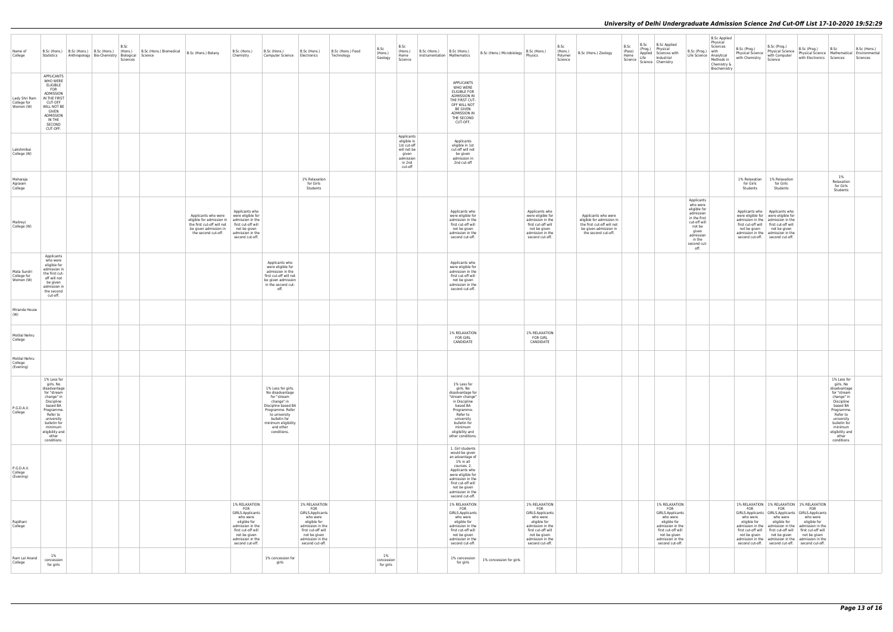| Name of College | B.Sc (Hons.) Statistics | B.Sc (Hons.) Anthropology | B.Sc (Hons.) Bio-Chemistry | B.Sc (Hons.) Biological Sciences | B.Sc (Hons.) Biomedical Science | B.Sc (Hons.) Botany | B.Sc (Hons.) Chemistry | B.Sc (Hons.) Computer Science | B.Sc (Hons.) Electronics | B.Sc (Hons.) Food Technology | B.Sc (Hons.) Geology | B.Sc (Hons.) Home Science | B.Sc (Hons.) Instrumentation | B.Sc (Hons.) Mathematics | B.Sc (Hons.) Microbiology | B.Sc (Hons.) Physics | B.Sc (Hons.) Polymer Science | B.Sc (Hons.) Zoology | B.Sc (Pass) Home Science | B.Sc (Prog.) Applied Life Science | B.Sc Applied Physical Sciences with Industrial Chemistry | B.Sc (Prog.) Life Science | B.Sc Applied Physical Sciences with Analytical Methods in Chemistry & Biochemistry | B.Sc (Prog.) Physical Science with Chemistry | B.Sc (Prog.) Physical Science with Computer Science | B.Sc (Prog.) Physical Science with Electronics | B.Sc Mathematical Sciences | B.Sc (Hons.) Environmental Sciences |
|---|---|---|---|---|---|---|---|---|---|---|---|---|---|---|---|---|---|---|---|---|---|---|---|---|---|---|---|---|
| Lady Shri Ram College for Women (W) | APPLICANTS WHO WERE ELIGIBLE FOR ADMISSION IN THE FIRST CUT-OFF WILL NOT BE GIVEN ADMISSION IN THE SECOND CUT-OFF. | | | | | | | | | | | | | APPLICANTS WHO WERE ELIGIBLE FOR ADMISSION IN THE FIRST CUT-OFF WILL NOT BE GIVEN ADMISSION IN THE SECOND CUT-OFF. | | | | | | | | | | | | | | |
| Lakshmibai College (W) | | | | | | | | | | | | Applicants eligible in 1st cut-off will not be given admission in 2nd cut-off | | Applicants eligible in 1st cut-off will not be given admission in 2nd cut-off | | | | | | | | | | | | | | |
| Maharaja Agrasen College | | | | | | | | | 1% Relaxation for Girls Students | | | | | | | | | | | | | | | 1% Relaxation for Girls Students | 1% Relaxation for Girls Students | | 1% Relaxation for Girls Students | |
| Maitreyi College (W) | | | | | | Applicants who were eligible for admission in the first cut-off will not be given admission in the second cut-off. | Applicants who were eligible for admission in the first cut-off will not be given admission in the second cut-off. | | | | | | | Applicants who were eligible for admission in the first cut-off will not be given admission in the second cut-off. | | Applicants who were eligible for admission in the first cut-off will not be given admission in the second cut-off. | | Applicants who were eligible for admission in the first cut-off will not be given admission in the second cut-off. | | | | Applicants who were eligible for admission in the first cut-off will not be given admission in the second cut-off. | | Applicants who were eligible for admission in the first cut-off will not be given admission in the second cut-off. | Applicants who were eligible for admission in the first cut-off will not be given admission in the second cut-off. | | | |
| Mata Sundri College for Women (W) | Applicants who were eligible for admission in the first cut-off will not be given admission in the second cut-off. | | | | | | | Applicants who were eligible for admission in the first cut-off will not be given admission in the second cut-off. | | | | | | Applicants who were eligible for admission in the first cut-off will not be given admission in the second cut-off. | | | | | | | | | | | | | | |
| Miranda House (W) | | | | | | | | | | | | | | | | | | | | | | | | | | | | |
| Motilal Nehru College | | | | | | | | | | | | | | 1% RELAXATION FOR GIRL CANDIDATE | | 1% RELAXATION FOR GIRL CANDIDATE | | | | | | | | | | | | |
| Motilal Nehru College (Evening) | | | | | | | | | | | | | | | | | | | | | | | | | | | | |
| P.G.D.A.V. College | 1% Less for girls. No disadvantage for "stream change" in Discipline based BA Programme. Refer to university bulletin for minimum eligibility and other conditions. | | | | | | | 1% Less for girls. No disadvantage for "stream change" in Discipline based BA Programme. Refer to university bulletin for minimum eligibility and other conditions. | | | | | | 1% Less for girls. No disadvantage for "stream change" in Discipline based BA Programme. Refer to university bulletin for minimum eligibility and other conditions. | | | | | | | | | | | | | 1% Less for girls. No disadvantage for "stream change" in Discipline based BA Programme. Refer to university bulletin for minimum eligibility and other conditions. | |
| P.G.D.A.V. College (Evening) | | | | | | | | | | | | | | 1. Girl students would be given an advantage of 1% in all courses. 2. Applicants who were eligible for admission in the first cut-off will not be given admission in the second cut-off. | | | | | | | | | | | | | | |
| Rajdhani College | | | | | | | 1% RELAXATION FOR GIRLS.Applicants who were eligible for admission in the first cut-off will not be given admission in the second cut-off. | | 1% RELAXATION FOR GIRLS.Applicants who were eligible for admission in the first cut-off will not be given admission in the second cut-off. | | | | | 1% RELAXATION FOR GIRLS.Applicants who were eligible for admission in the first cut-off will not be given admission in the second cut-off. | | 1% RELAXATION FOR GIRLS.Applicants who were eligible for admission in the first cut-off will not be given admission in the second cut-off. | | | | | 1% RELAXATION FOR GIRLS.Applicants who were eligible for admission in the first cut-off will not be given admission in the second cut-off. | | | 1% RELAXATION FOR GIRLS.Applicants who were eligible for admission in the first cut-off will not be given admission in the second cut-off. | 1% RELAXATION FOR GIRLS.Applicants who were eligible for admission in the first cut-off will not be given admission in the second cut-off. | 1% RELAXATION FOR GIRLS.Applicants who were eligible for admission in the first cut-off will not be given admission in the second cut-off. | | |
| Ram Lal Anand College | 1% concession for girls | | | | | | | 1% concession for girls | | | 1% concession for girls | | | 1% concession for girls | 1% concession for girls | | | | | | | | | | | | | |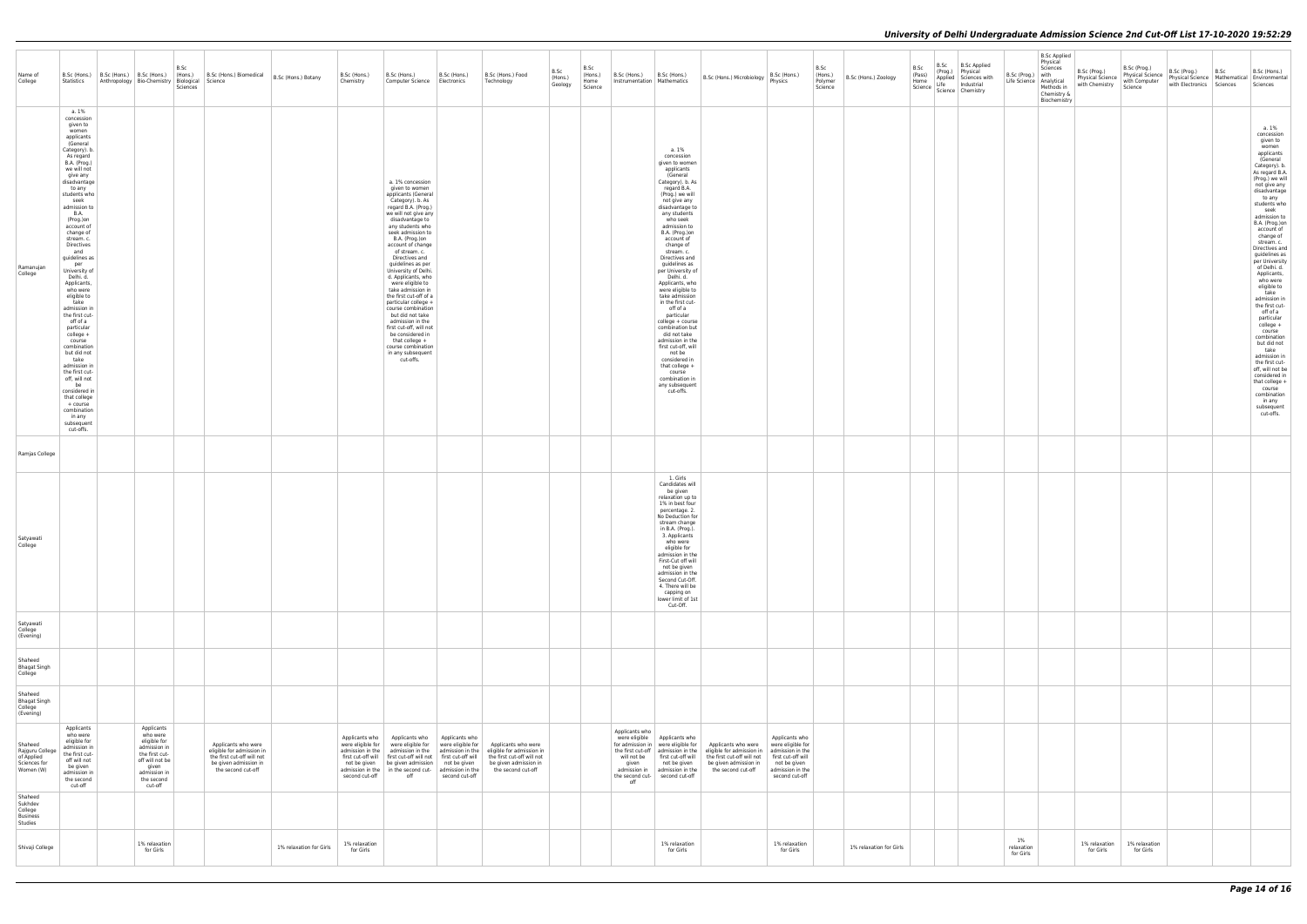| Name of College | B.Sc (Hons.) Statistics | B.Sc (Hons.) Anthropology | B.Sc (Hons.) Bio-Chemistry | B.Sc (Hons.) Biological Sciences | B.Sc (Hons.) Biomedical Science | B.Sc (Hons.) Botany | B.Sc (Hons.) Chemistry | B.Sc (Hons.) Computer Science | B.Sc (Hons.) Electronics | B.Sc (Hons.) Food Technology | B.Sc (Hons.) Geology | B.Sc (Hons.) Home Science | B.Sc (Hons.) Instrumentation | B.Sc (Hons.) Mathematics | B.Sc (Hons.) Microbiology | B.Sc (Hons.) Physics | B.Sc (Hons.) Polymer Science | B.Sc (Hons.) Zoology | B.Sc (Pass) Home Science | B.Sc (Prog.) Applied Life Science | B.Sc Applied Physical Sciences with Industrial Chemistry | B.Sc (Prog.) Life Science | B.Sc Applied Physical Sciences with Analytical Methods in Chemistry & Biochemistry | B.Sc (Prog.) Physical Science with Chemistry | B.Sc (Prog.) Physical Science with Computer Science | B.Sc (Prog.) Physical Science with Electronics | B.Sc Mathematical Sciences | B.Sc (Hons.) Environmental Sciences |
|---|---|---|---|---|---|---|---|---|---|---|---|---|---|---|---|---|---|---|---|---|---|---|---|---|---|---|---|---|
| Ramanujan College | a. 1% concession given to women applicants (General Category). b. As regard B.A. (Prog.) we will not give any disadvantage to any students who seek admission to B.A. (Prog.)on account of change of stream. c. Directives and guidelines as per University of Delhi. d. Applicants, who were eligible to take admission in the first cut-off of a particular college + course combination but did not take admission in the first cut-off, will not be considered in that college + course combination in any subsequent cut-offs. | | | | | | | a. 1% concession given to women applicants (General Category). b. As regard B.A. (Prog.) we will not give any disadvantage to any students who seek admission to B.A. (Prog.)on account of change of stream. c. Directives and guidelines as per University of Delhi. d. Applicants, who were eligible to take admission in the first cut-off of a particular college + course combination but did not take admission in the first cut-off, will not be considered in that college + course combination in any subsequent cut-offs. | | | | | | a. 1% concession given to women applicants (General Category). b. As regard B.A. (Prog.) we will not give any disadvantage to any students who seek admission to B.A. (Prog.)on account of change of stream. c. Directives and guidelines as per University of Delhi. d. Applicants, who were eligible to take admission in the first cut-off of a particular college + course combination but did not take admission in the first cut-off, will not be considered in that college + course combination in any subsequent cut-offs. | | | | | | | | | | | | | | a. 1% concession given to women applicants (General Category). b. As regard B.A. (Prog.) we will not give any disadvantage to any students who seek admission to B.A. (Prog.)on account of change of stream. c. Directives and guidelines as per University of Delhi. d. Applicants, who were eligible to take admission in the first cut-off of a particular college + course combination but did not take admission in the first cut-off, will not be considered in that college + course combination in any subsequent cut-offs. |
| Ramjas College | | | | | | | | | | | | | | | | | | | | | | | | | | | | |
| Satyawati College | | | | | | | | | | | | | | 1. Girls Candidates will be given relaxation up to 1% in best four percentage. 2. No Deduction for stream change in B.A. (Prog.). 3. Applicants who were eligible for admission in the First-Cut off will not be given admission in the Second Cut-Off. 4. There will be capping on lower limit of 1st Cut-Off. | | | | | | | | | | | | | | |
| Satyawati College (Evening) | | | | | | | | | | | | | | | | | | | | | | | | | | | | |
| Shaheed Bhagat Singh College | | | | | | | | | | | | | | | | | | | | | | | | | | | | |
| Shaheed Bhagat Singh College (Evening) | | | | | | | | | | | | | | | | | | | | | | | | | | | | |
| Shaheed Rajguru College of Applied Sciences for Women (W) | Applicants who were eligible for admission in the first cut-off will not be given admission in the second cut-off | | Applicants who were eligible for admission in the first cut-off will not be given admission in the second cut-off | | Applicants who were eligible for admission in the first cut-off will not be given admission in the second cut-off | | Applicants who were eligible for admission in the first cut-off will not be given admission in the second cut-off | Applicants who were eligible for admission in the first cut-off will not be given admission in the second cut-off | Applicants who were eligible for admission in the first cut-off will not be given admission in the second cut-off | Applicants who were eligible for admission in the first cut-off will not be given admission in the second cut-off | | | Applicants who were eligible for admission in the first cut-off will not be given admission in the second cut-off | Applicants who were eligible for admission in the first cut-off will not be given admission in the second cut-off | Applicants who were eligible for admission in the first cut-off will not be given admission in the second cut-off | Applicants who were eligible for admission in the first cut-off will not be given admission in the second cut-off | | | | | | | | | | | | |
| Shaheed Sukhdev College Business Studies | | | | | | | | | | | | | | | | | | | | | | | | | | | | |
| Shivaji College | | | 1% relaxation for Girls | | | 1% relaxation for Girls | 1% relaxation for Girls | | | | | | | 1% relaxation for Girls | | 1% relaxation for Girls | | 1% relaxation for Girls | | | | 1% relaxation for Girls | | 1% relaxation for Girls | 1% relaxation for Girls | | | |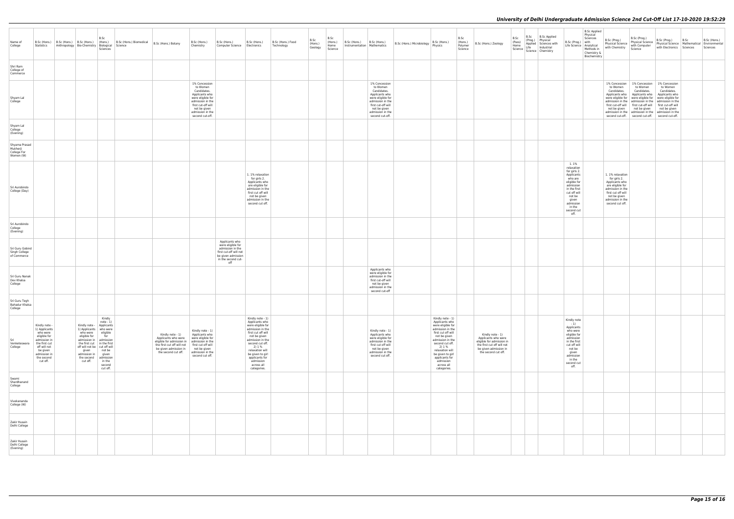| Name of College | B.Sc (Hons.) Statistics | B.Sc (Hons.) Anthropology | B.Sc (Hons.) Bio-Chemistry | B.Sc (Hons.) Biological Sciences | B.Sc (Hons.) Biomedical Science | B.Sc (Hons.) Botany | B.Sc (Hons.) Chemistry | B.Sc (Hons.) Computer Science | B.Sc (Hons.) Electronics | B.Sc (Hons.) Food Technology | B.Sc (Hons.) Geology | B.Sc (Hons.) Home Science | B.Sc (Hons.) Instrumentation | B.Sc (Hons.) Mathematics | B.Sc (Hons.) Microbiology | B.Sc (Hons.) Physics | B.Sc (Hons.) Polymer Science | B.Sc (Hons.) Zoology | B.Sc (Pass) Home Science | B.Sc (Prog.) Applied Life Science | B.Sc Applied Physical Sciences with Industrial Chemistry | B.Sc (Prog.) Life Science | B.Sc Applied Physical Sciences with Analytical Methods in Chemistry & Biochemistry | B.Sc (Prog.) Physical Science with Chemistry | B.Sc (Prog.) Physical Science with Computer Science | B.Sc (Prog.) Physical Science with Electronics | B.Sc Mathematical Sciences | B.Sc (Hons.) Environmental Sciences |
|---|---|---|---|---|---|---|---|---|---|---|---|---|---|---|---|---|---|---|---|---|---|---|---|---|---|---|---|---|
| Shri Ram College of Commerce | | | | | | | | | | | | | | | | | | | | | | | | | | | | |
| Shyam Lal College | | | | | | | 1% Concession to Women Candidates. Applicants who were eligible for admission in the first cut-off will not be given admission in the second cut-off. | | | | | | | 1% Concession to Women Candidates. Applicants who were eligible for admission in the first cut-off will not be given admission in the second cut-off. | | | | | | | | | | 1% Concession to Women Candidates. Applicants who were eligible for admission in the first cut-off will not be given admission in the second cut-off. | 1% Concession to Women Candidates. Applicants who were eligible for admission in the first cut-off will not be given admission in the second cut-off. | 1% Concession to Women Candidates. Applicants who were eligible for admission in the first cut-off will not be given admission in the second cut-off. | | |
| Shyam Lal College (Evening) | | | | | | | | | | | | | | | | | | | | | | | | | | | | |
| Shyama Prasad Mukherji College For Women (W) | | | | | | | | | | | | | | | | | | | | | | | | | | | | |
| Sri Aurobindo College (Day) | | | | | | | | | 1. 1% relaxation for girls 2. Applicants who are eligible for admission in the first cut off will not be given admission in the second cut off. | | | | | | | | | | | | | 1. 1% relaxation for girls 2. Applicants who are eligible for admission in the first cut off will not be given admission in the second cut off. | | 1. 1% relaxation for girls 2. Applicants who are eligible for admission in the first cut off will not be given admission in the second cut off. | | | | |
| Sri Aurobindo College (Evening) | | | | | | | | | | | | | | | | | | | | | | | | | | | | |
| Sri Guru Gobind Singh College of Commerce | | | | | | | | Applicants who were eligible for admission in the first cut-off will not be given admission in the second cut-off | | | | | | | | | | | | | | | | | | | | |
| Sri Guru Nanak Dev Khalsa College | | | | | | | | | | | | | | Applicants who were eligible for admission in the first cut-off will not be given admission in the second cut-off | | | | | | | | | | | | | | |
| Sri Guru Tegh Bahadur Khalsa College | | | | | | | | | | | | | | | | | | | | | | | | | | | | |
| Sri Venketeswara College | Kindly note - 1) Applicants who were eligible for admission in the first cut off will not be given admission in the second cut off. | | Kindly note - 1) Applicants who were eligible for admission in the first cut off will not be given admission in the second cut off. | Kindly note - 1) Applicants who were eligible for admission in the first cut off will not be given admission in the second cut off. | | Kindly note - 1) Applicants who were eligible for admission in the first cut off will not be given admission in the second cut off. | Kindly note - 1) Applicants who were eligible for admission in the first cut off will not be given admission in the second cut off. | | Kindly note - 1) Applicants who were eligible for admission in the first cut off will not be given admission in the second cut off. 2) 1 % relaxation will be given to girl applicants for admission across all categories. | | | | | Kindly note - 1) Applicants who were eligible for admission in the first cut off will not be given admission in the second cut off. | | Kindly note - 1) Applicants who were eligible for admission in the first cut off will not be given admission in the second cut off. 2) 1 % relaxation will be given to girl applicants for admission across all categories. | | Kindly note - 1) Applicants who were eligible for admission in the first cut off will not be given admission in the second cut off. | | | | Kindly note - 1) Applicants who were eligible for admission in the first cut off will not be given admission in the second cut off. | | | | | | |
| Swami Shardhanand College | | | | | | | | | | | | | | | | | | | | | | | | | | | | |
| Vivekananda College (W) | | | | | | | | | | | | | | | | | | | | | | | | | | | | |
| Zakir Husain Delhi College | | | | | | | | | | | | | | | | | | | | | | | | | | | | |
| Zakir Husain Delhi College (Evening) | | | | | | | | | | | | | | | | | | | | | | | | | | | | |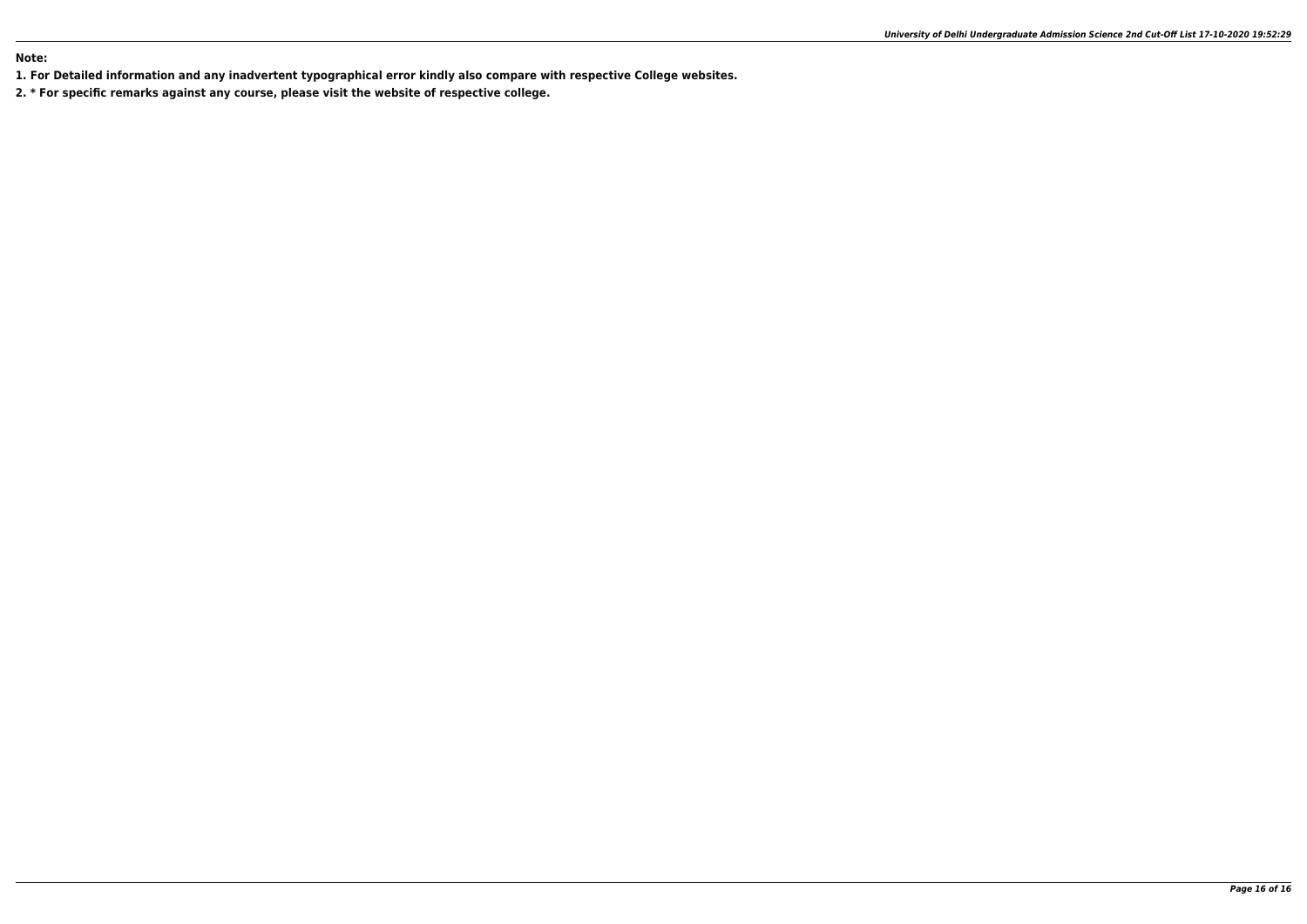**Note:**

**1. For Detailed information and any inadvertent typographical error kindly also compare with respective College websites.**

**2. * For specific remarks against any course, please visit the website of respective college.**